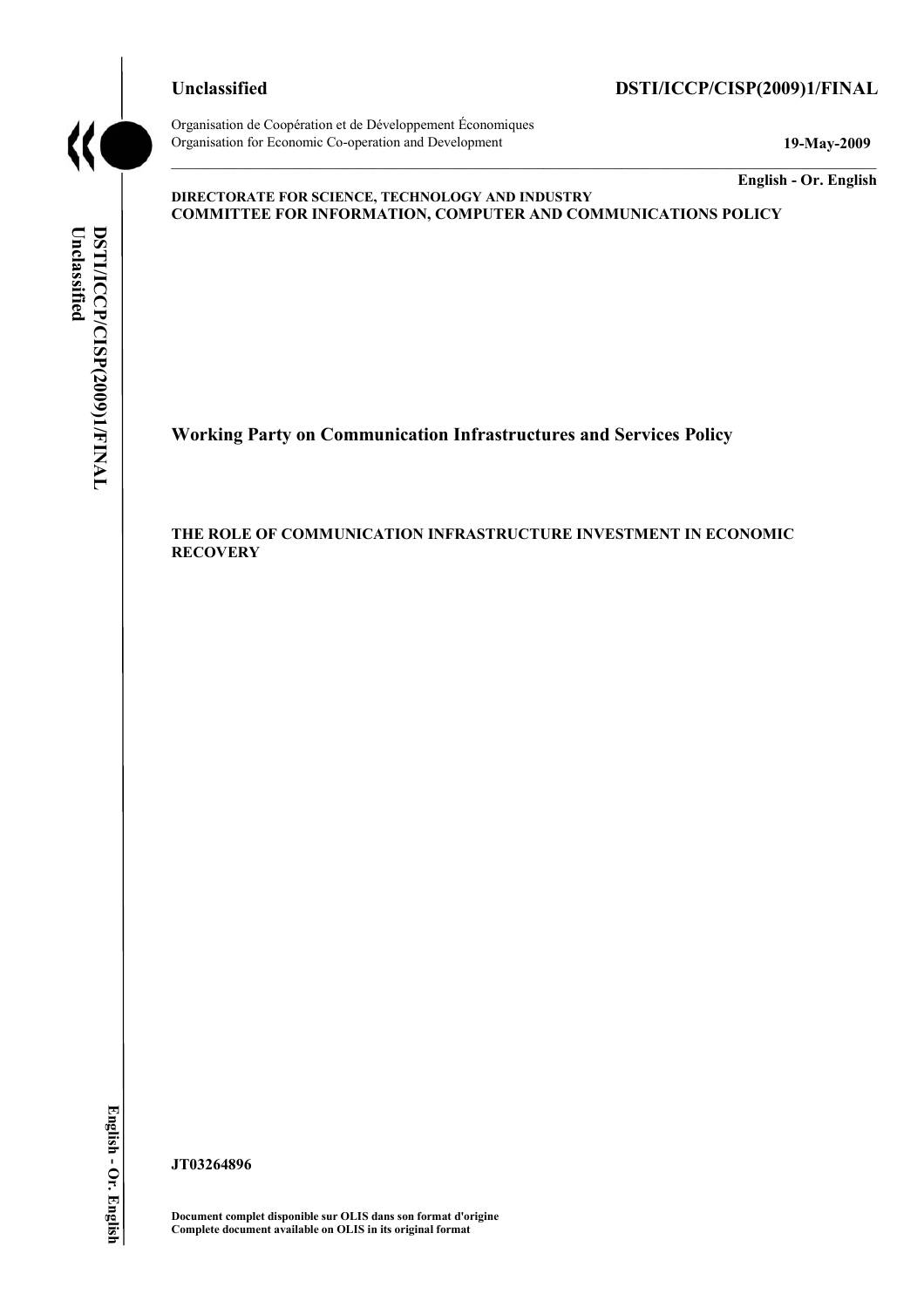**Unclassified** **DSTI/ICCP/CISP(2009)1/FINAL**

Organisation de Coopération et de Développement Économiques
Organisation for Economic Co-operation and Development

**19-May-2009**

**English - Or. English**

**DIRECTORATE FOR SCIENCE, TECHNOLOGY AND INDUSTRY**
**COMMITTEE FOR INFORMATION, COMPUTER AND COMMUNICATIONS POLICY**

## Working Party on Communication Infrastructures and Services Policy

### THE ROLE OF COMMUNICATION INFRASTRUCTURE INVESTMENT IN ECONOMIC RECOVERY

**JT03264896**

**Document complet disponible sur OLIS dans son format d'origine**
**Complete document available on OLIS in its original format**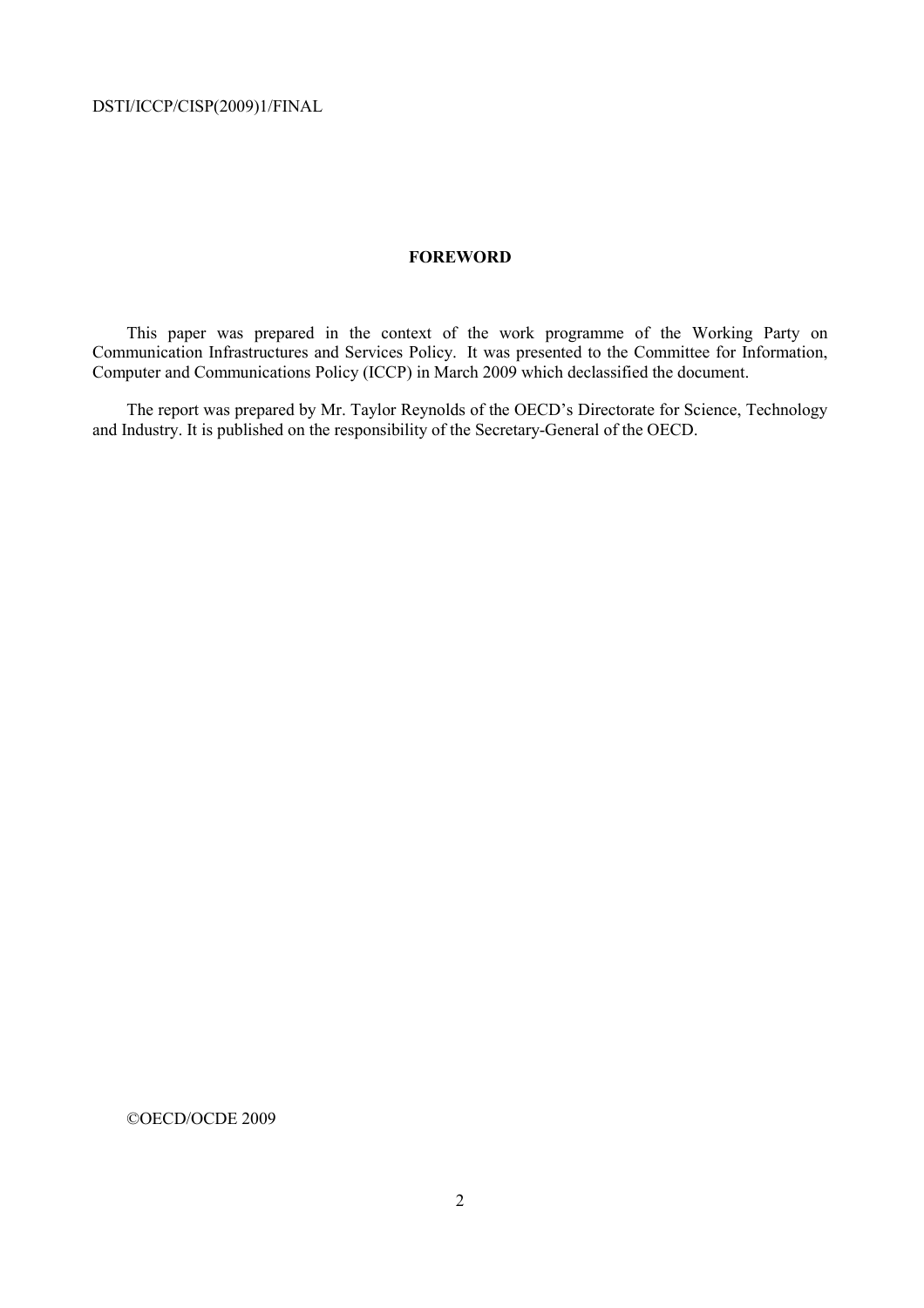## FOREWORD

This paper was prepared in the context of the work programme of the Working Party on Communication Infrastructures and Services Policy. It was presented to the Committee for Information, Computer and Communications Policy (ICCP) in March 2009 which declassified the document.

The report was prepared by Mr. Taylor Reynolds of the OECD's Directorate for Science, Technology and Industry. It is published on the responsibility of the Secretary-General of the OECD.

©OECD/OCDE 2009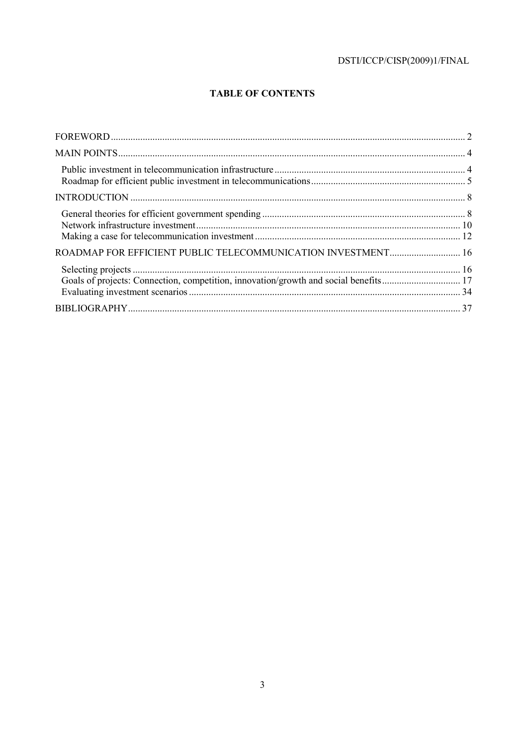# TABLE OF CONTENTS

FOREWORD ........ 2

MAIN POINTS ........ 4

- Public investment in telecommunication infrastructure ........ 4
- Roadmap for efficient public investment in telecommunications ........ 5

INTRODUCTION ........ 8

- General theories for efficient government spending ........ 8
- Network infrastructure investment ........ 10
- Making a case for telecommunication investment ........ 12

ROADMAP FOR EFFICIENT PUBLIC TELECOMMUNICATION INVESTMENT ........ 16

- Selecting projects ........ 16
- Goals of projects: Connection, competition, innovation/growth and social benefits ........ 17
- Evaluating investment scenarios ........ 34

BIBLIOGRAPHY ........ 37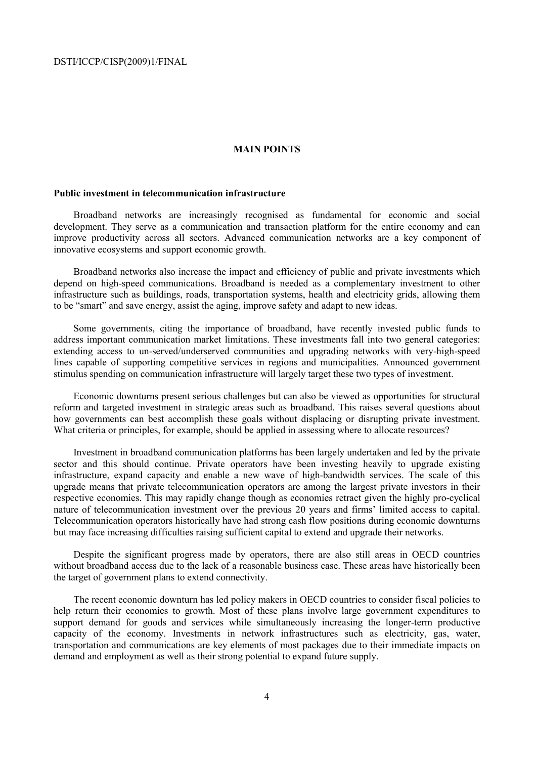## MAIN POINTS

### Public investment in telecommunication infrastructure

Broadband networks are increasingly recognised as fundamental for economic and social development. They serve as a communication and transaction platform for the entire economy and can improve productivity across all sectors. Advanced communication networks are a key component of innovative ecosystems and support economic growth.

Broadband networks also increase the impact and efficiency of public and private investments which depend on high-speed communications. Broadband is needed as a complementary investment to other infrastructure such as buildings, roads, transportation systems, health and electricity grids, allowing them to be "smart" and save energy, assist the aging, improve safety and adapt to new ideas.

Some governments, citing the importance of broadband, have recently invested public funds to address important communication market limitations. These investments fall into two general categories: extending access to un-served/underserved communities and upgrading networks with very-high-speed lines capable of supporting competitive services in regions and municipalities. Announced government stimulus spending on communication infrastructure will largely target these two types of investment.

Economic downturns present serious challenges but can also be viewed as opportunities for structural reform and targeted investment in strategic areas such as broadband. This raises several questions about how governments can best accomplish these goals without displacing or disrupting private investment. What criteria or principles, for example, should be applied in assessing where to allocate resources?

Investment in broadband communication platforms has been largely undertaken and led by the private sector and this should continue. Private operators have been investing heavily to upgrade existing infrastructure, expand capacity and enable a new wave of high-bandwidth services. The scale of this upgrade means that private telecommunication operators are among the largest private investors in their respective economies. This may rapidly change though as economies retract given the highly pro-cyclical nature of telecommunication investment over the previous 20 years and firms' limited access to capital. Telecommunication operators historically have had strong cash flow positions during economic downturns but may face increasing difficulties raising sufficient capital to extend and upgrade their networks.

Despite the significant progress made by operators, there are also still areas in OECD countries without broadband access due to the lack of a reasonable business case. These areas have historically been the target of government plans to extend connectivity.

The recent economic downturn has led policy makers in OECD countries to consider fiscal policies to help return their economies to growth. Most of these plans involve large government expenditures to support demand for goods and services while simultaneously increasing the longer-term productive capacity of the economy. Investments in network infrastructures such as electricity, gas, water, transportation and communications are key elements of most packages due to their immediate impacts on demand and employment as well as their strong potential to expand future supply.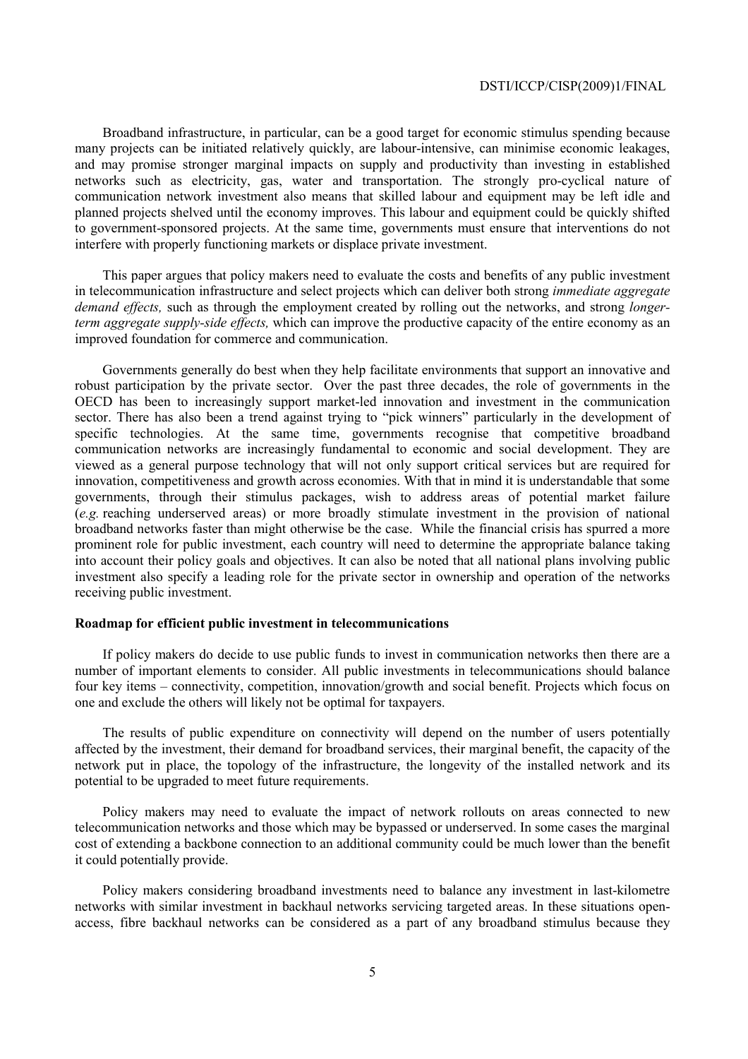Broadband infrastructure, in particular, can be a good target for economic stimulus spending because many projects can be initiated relatively quickly, are labour-intensive, can minimise economic leakages, and may promise stronger marginal impacts on supply and productivity than investing in established networks such as electricity, gas, water and transportation. The strongly pro-cyclical nature of communication network investment also means that skilled labour and equipment may be left idle and planned projects shelved until the economy improves. This labour and equipment could be quickly shifted to government-sponsored projects. At the same time, governments must ensure that interventions do not interfere with properly functioning markets or displace private investment.

This paper argues that policy makers need to evaluate the costs and benefits of any public investment in telecommunication infrastructure and select projects which can deliver both strong *immediate aggregate demand effects,* such as through the employment created by rolling out the networks, and strong *longer-term aggregate supply-side effects,* which can improve the productive capacity of the entire economy as an improved foundation for commerce and communication.

Governments generally do best when they help facilitate environments that support an innovative and robust participation by the private sector. Over the past three decades, the role of governments in the OECD has been to increasingly support market-led innovation and investment in the communication sector. There has also been a trend against trying to "pick winners" particularly in the development of specific technologies. At the same time, governments recognise that competitive broadband communication networks are increasingly fundamental to economic and social development. They are viewed as a general purpose technology that will not only support critical services but are required for innovation, competitiveness and growth across economies. With that in mind it is understandable that some governments, through their stimulus packages, wish to address areas of potential market failure (*e.g.* reaching underserved areas) or more broadly stimulate investment in the provision of national broadband networks faster than might otherwise be the case. While the financial crisis has spurred a more prominent role for public investment, each country will need to determine the appropriate balance taking into account their policy goals and objectives. It can also be noted that all national plans involving public investment also specify a leading role for the private sector in ownership and operation of the networks receiving public investment.

**Roadmap for efficient public investment in telecommunications**

If policy makers do decide to use public funds to invest in communication networks then there are a number of important elements to consider. All public investments in telecommunications should balance four key items – connectivity, competition, innovation/growth and social benefit. Projects which focus on one and exclude the others will likely not be optimal for taxpayers.

The results of public expenditure on connectivity will depend on the number of users potentially affected by the investment, their demand for broadband services, their marginal benefit, the capacity of the network put in place, the topology of the infrastructure, the longevity of the installed network and its potential to be upgraded to meet future requirements.

Policy makers may need to evaluate the impact of network rollouts on areas connected to new telecommunication networks and those which may be bypassed or underserved. In some cases the marginal cost of extending a backbone connection to an additional community could be much lower than the benefit it could potentially provide.

Policy makers considering broadband investments need to balance any investment in last-kilometre networks with similar investment in backhaul networks servicing targeted areas. In these situations open-access, fibre backhaul networks can be considered as a part of any broadband stimulus because they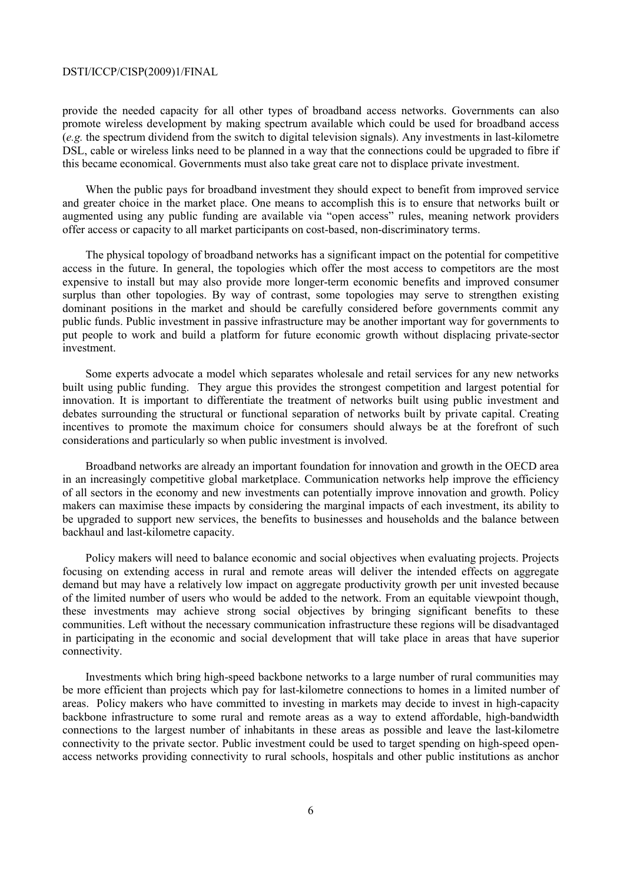provide the needed capacity for all other types of broadband access networks. Governments can also promote wireless development by making spectrum available which could be used for broadband access (*e.g.* the spectrum dividend from the switch to digital television signals). Any investments in last-kilometre DSL, cable or wireless links need to be planned in a way that the connections could be upgraded to fibre if this became economical. Governments must also take great care not to displace private investment.

When the public pays for broadband investment they should expect to benefit from improved service and greater choice in the market place. One means to accomplish this is to ensure that networks built or augmented using any public funding are available via "open access" rules, meaning network providers offer access or capacity to all market participants on cost-based, non-discriminatory terms.

The physical topology of broadband networks has a significant impact on the potential for competitive access in the future. In general, the topologies which offer the most access to competitors are the most expensive to install but may also provide more longer-term economic benefits and improved consumer surplus than other topologies. By way of contrast, some topologies may serve to strengthen existing dominant positions in the market and should be carefully considered before governments commit any public funds. Public investment in passive infrastructure may be another important way for governments to put people to work and build a platform for future economic growth without displacing private-sector investment.

Some experts advocate a model which separates wholesale and retail services for any new networks built using public funding. They argue this provides the strongest competition and largest potential for innovation. It is important to differentiate the treatment of networks built using public investment and debates surrounding the structural or functional separation of networks built by private capital. Creating incentives to promote the maximum choice for consumers should always be at the forefront of such considerations and particularly so when public investment is involved.

Broadband networks are already an important foundation for innovation and growth in the OECD area in an increasingly competitive global marketplace. Communication networks help improve the efficiency of all sectors in the economy and new investments can potentially improve innovation and growth. Policy makers can maximise these impacts by considering the marginal impacts of each investment, its ability to be upgraded to support new services, the benefits to businesses and households and the balance between backhaul and last-kilometre capacity.

Policy makers will need to balance economic and social objectives when evaluating projects. Projects focusing on extending access in rural and remote areas will deliver the intended effects on aggregate demand but may have a relatively low impact on aggregate productivity growth per unit invested because of the limited number of users who would be added to the network. From an equitable viewpoint though, these investments may achieve strong social objectives by bringing significant benefits to these communities. Left without the necessary communication infrastructure these regions will be disadvantaged in participating in the economic and social development that will take place in areas that have superior connectivity.

Investments which bring high-speed backbone networks to a large number of rural communities may be more efficient than projects which pay for last-kilometre connections to homes in a limited number of areas. Policy makers who have committed to investing in markets may decide to invest in high-capacity backbone infrastructure to some rural and remote areas as a way to extend affordable, high-bandwidth connections to the largest number of inhabitants in these areas as possible and leave the last-kilometre connectivity to the private sector. Public investment could be used to target spending on high-speed open-access networks providing connectivity to rural schools, hospitals and other public institutions as anchor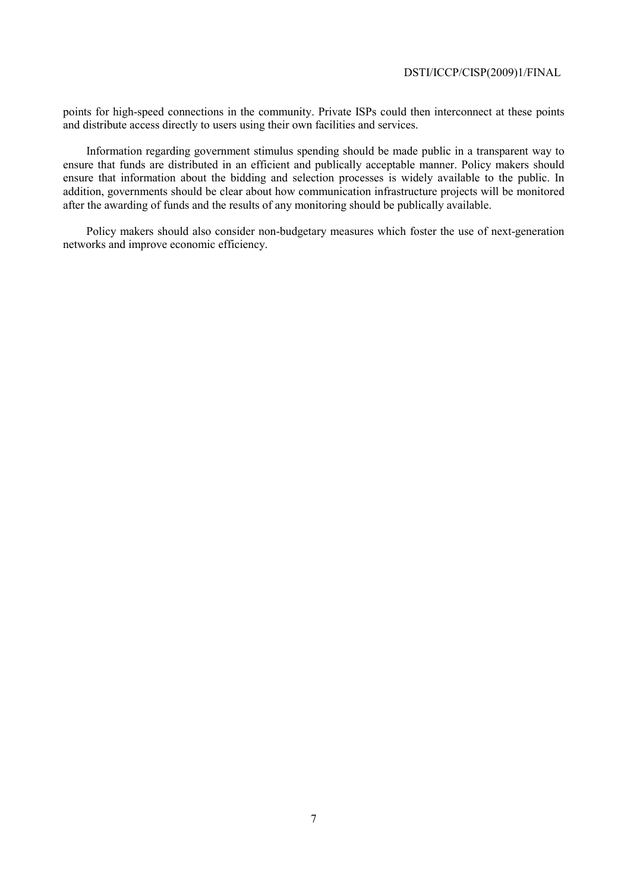points for high-speed connections in the community. Private ISPs could then interconnect at these points and distribute access directly to users using their own facilities and services.

Information regarding government stimulus spending should be made public in a transparent way to ensure that funds are distributed in an efficient and publically acceptable manner. Policy makers should ensure that information about the bidding and selection processes is widely available to the public. In addition, governments should be clear about how communication infrastructure projects will be monitored after the awarding of funds and the results of any monitoring should be publically available.

Policy makers should also consider non-budgetary measures which foster the use of next-generation networks and improve economic efficiency.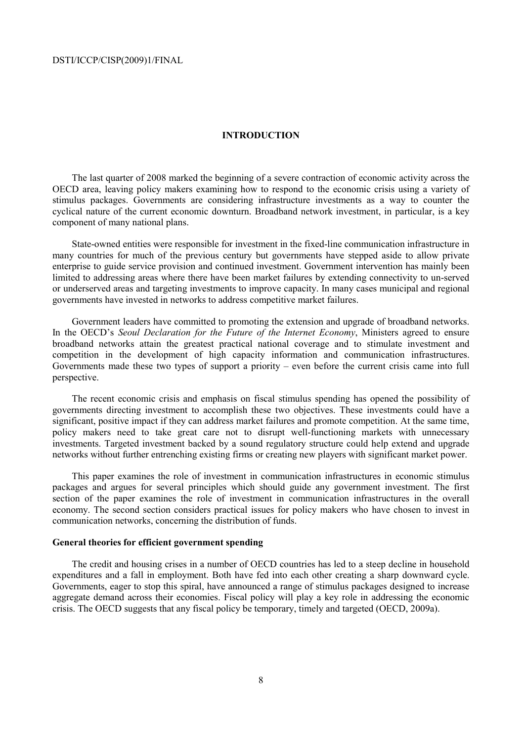# INTRODUCTION

The last quarter of 2008 marked the beginning of a severe contraction of economic activity across the OECD area, leaving policy makers examining how to respond to the economic crisis using a variety of stimulus packages. Governments are considering infrastructure investments as a way to counter the cyclical nature of the current economic downturn. Broadband network investment, in particular, is a key component of many national plans.

State-owned entities were responsible for investment in the fixed-line communication infrastructure in many countries for much of the previous century but governments have stepped aside to allow private enterprise to guide service provision and continued investment. Government intervention has mainly been limited to addressing areas where there have been market failures by extending connectivity to un-served or underserved areas and targeting investments to improve capacity. In many cases municipal and regional governments have invested in networks to address competitive market failures.

Government leaders have committed to promoting the extension and upgrade of broadband networks. In the OECD's *Seoul Declaration for the Future of the Internet Economy*, Ministers agreed to ensure broadband networks attain the greatest practical national coverage and to stimulate investment and competition in the development of high capacity information and communication infrastructures. Governments made these two types of support a priority – even before the current crisis came into full perspective.

The recent economic crisis and emphasis on fiscal stimulus spending has opened the possibility of governments directing investment to accomplish these two objectives. These investments could have a significant, positive impact if they can address market failures and promote competition. At the same time, policy makers need to take great care not to disrupt well-functioning markets with unnecessary investments. Targeted investment backed by a sound regulatory structure could help extend and upgrade networks without further entrenching existing firms or creating new players with significant market power.

This paper examines the role of investment in communication infrastructures in economic stimulus packages and argues for several principles which should guide any government investment. The first section of the paper examines the role of investment in communication infrastructures in the overall economy. The second section considers practical issues for policy makers who have chosen to invest in communication networks, concerning the distribution of funds.

## General theories for efficient government spending

The credit and housing crises in a number of OECD countries has led to a steep decline in household expenditures and a fall in employment. Both have fed into each other creating a sharp downward cycle. Governments, eager to stop this spiral, have announced a range of stimulus packages designed to increase aggregate demand across their economies. Fiscal policy will play a key role in addressing the economic crisis. The OECD suggests that any fiscal policy be temporary, timely and targeted (OECD, 2009a).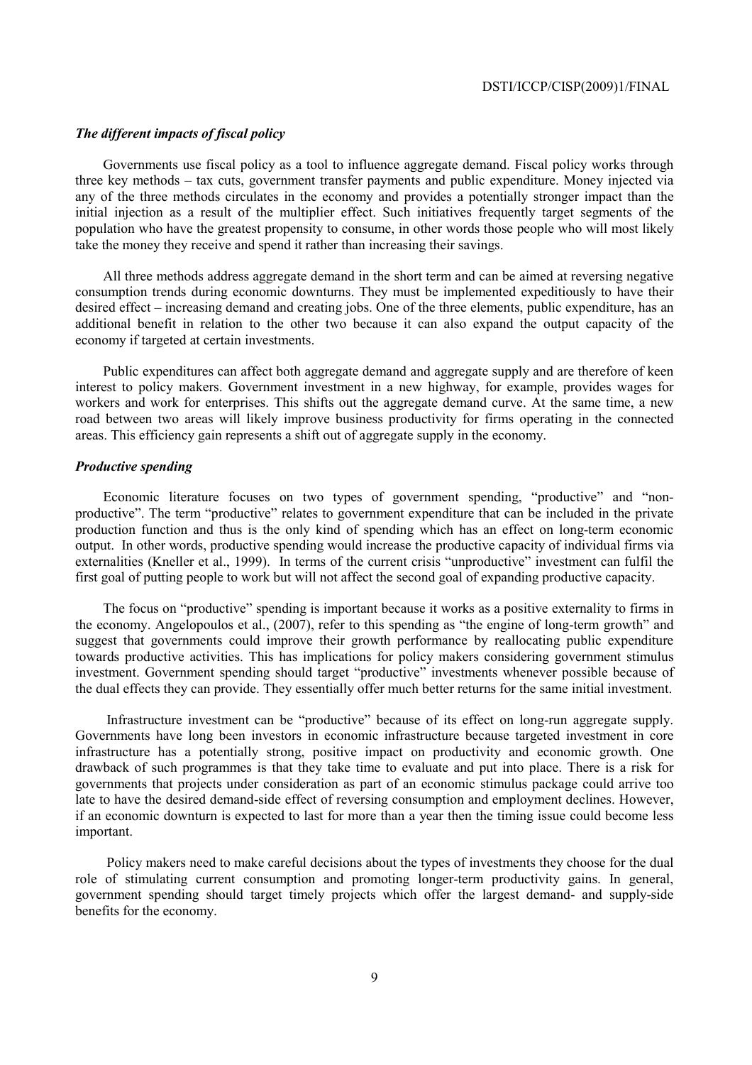### *The different impacts of fiscal policy*

Governments use fiscal policy as a tool to influence aggregate demand. Fiscal policy works through three key methods – tax cuts, government transfer payments and public expenditure. Money injected via any of the three methods circulates in the economy and provides a potentially stronger impact than the initial injection as a result of the multiplier effect. Such initiatives frequently target segments of the population who have the greatest propensity to consume, in other words those people who will most likely take the money they receive and spend it rather than increasing their savings.

All three methods address aggregate demand in the short term and can be aimed at reversing negative consumption trends during economic downturns. They must be implemented expeditiously to have their desired effect – increasing demand and creating jobs. One of the three elements, public expenditure, has an additional benefit in relation to the other two because it can also expand the output capacity of the economy if targeted at certain investments.

Public expenditures can affect both aggregate demand and aggregate supply and are therefore of keen interest to policy makers. Government investment in a new highway, for example, provides wages for workers and work for enterprises. This shifts out the aggregate demand curve. At the same time, a new road between two areas will likely improve business productivity for firms operating in the connected areas. This efficiency gain represents a shift out of aggregate supply in the economy.

### *Productive spending*

Economic literature focuses on two types of government spending, "productive" and "non-productive". The term "productive" relates to government expenditure that can be included in the private production function and thus is the only kind of spending which has an effect on long-term economic output. In other words, productive spending would increase the productive capacity of individual firms via externalities (Kneller et al., 1999). In terms of the current crisis "unproductive" investment can fulfil the first goal of putting people to work but will not affect the second goal of expanding productive capacity.

The focus on "productive" spending is important because it works as a positive externality to firms in the economy. Angelopoulos et al., (2007), refer to this spending as "the engine of long-term growth" and suggest that governments could improve their growth performance by reallocating public expenditure towards productive activities. This has implications for policy makers considering government stimulus investment. Government spending should target "productive" investments whenever possible because of the dual effects they can provide. They essentially offer much better returns for the same initial investment.

Infrastructure investment can be "productive" because of its effect on long-run aggregate supply. Governments have long been investors in economic infrastructure because targeted investment in core infrastructure has a potentially strong, positive impact on productivity and economic growth. One drawback of such programmes is that they take time to evaluate and put into place. There is a risk for governments that projects under consideration as part of an economic stimulus package could arrive too late to have the desired demand-side effect of reversing consumption and employment declines. However, if an economic downturn is expected to last for more than a year then the timing issue could become less important.

Policy makers need to make careful decisions about the types of investments they choose for the dual role of stimulating current consumption and promoting longer-term productivity gains. In general, government spending should target timely projects which offer the largest demand- and supply-side benefits for the economy.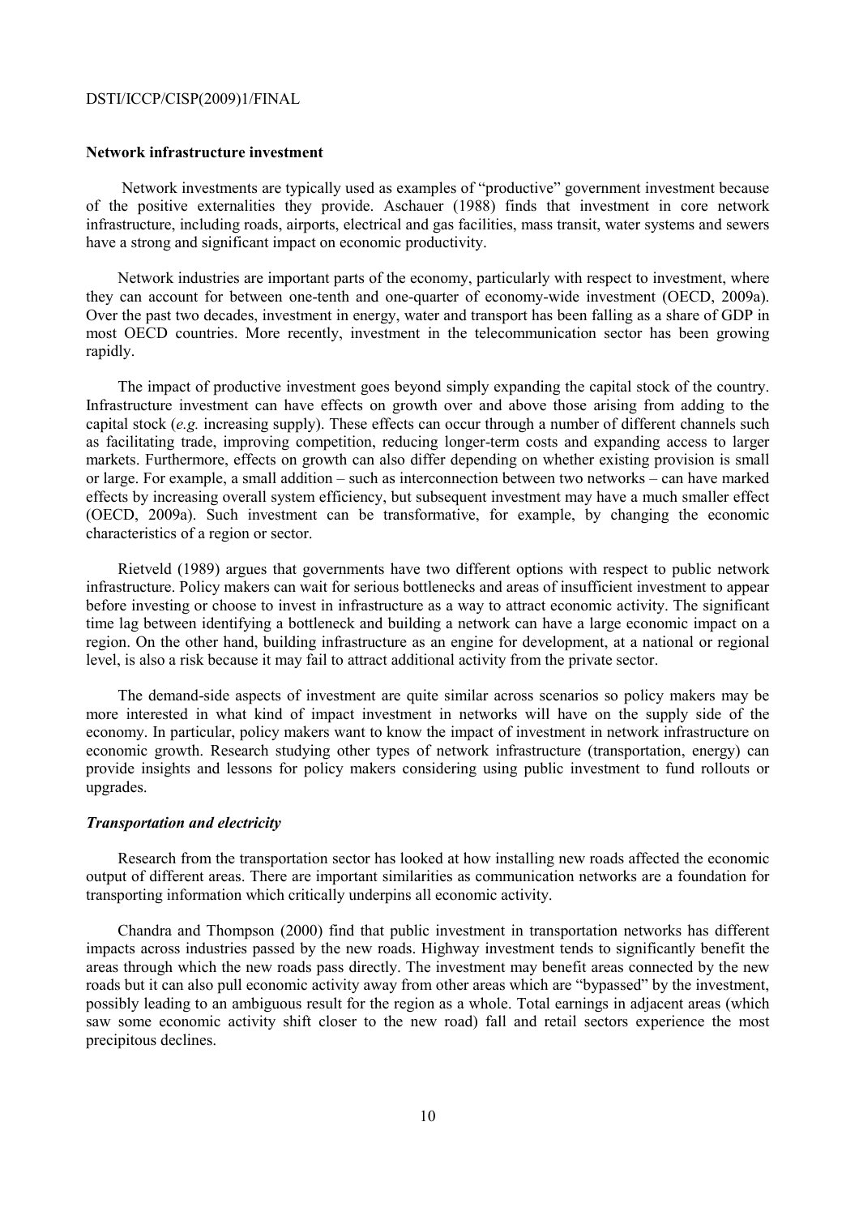**Network infrastructure investment**

Network investments are typically used as examples of "productive" government investment because of the positive externalities they provide. Aschauer (1988) finds that investment in core network infrastructure, including roads, airports, electrical and gas facilities, mass transit, water systems and sewers have a strong and significant impact on economic productivity.

Network industries are important parts of the economy, particularly with respect to investment, where they can account for between one-tenth and one-quarter of economy-wide investment (OECD, 2009a). Over the past two decades, investment in energy, water and transport has been falling as a share of GDP in most OECD countries. More recently, investment in the telecommunication sector has been growing rapidly.

The impact of productive investment goes beyond simply expanding the capital stock of the country. Infrastructure investment can have effects on growth over and above those arising from adding to the capital stock (*e.g.* increasing supply). These effects can occur through a number of different channels such as facilitating trade, improving competition, reducing longer-term costs and expanding access to larger markets. Furthermore, effects on growth can also differ depending on whether existing provision is small or large. For example, a small addition – such as interconnection between two networks – can have marked effects by increasing overall system efficiency, but subsequent investment may have a much smaller effect (OECD, 2009a). Such investment can be transformative, for example, by changing the economic characteristics of a region or sector.

Rietveld (1989) argues that governments have two different options with respect to public network infrastructure. Policy makers can wait for serious bottlenecks and areas of insufficient investment to appear before investing or choose to invest in infrastructure as a way to attract economic activity. The significant time lag between identifying a bottleneck and building a network can have a large economic impact on a region. On the other hand, building infrastructure as an engine for development, at a national or regional level, is also a risk because it may fail to attract additional activity from the private sector.

The demand-side aspects of investment are quite similar across scenarios so policy makers may be more interested in what kind of impact investment in networks will have on the supply side of the economy. In particular, policy makers want to know the impact of investment in network infrastructure on economic growth. Research studying other types of network infrastructure (transportation, energy) can provide insights and lessons for policy makers considering using public investment to fund rollouts or upgrades.

***Transportation and electricity***

Research from the transportation sector has looked at how installing new roads affected the economic output of different areas. There are important similarities as communication networks are a foundation for transporting information which critically underpins all economic activity.

Chandra and Thompson (2000) find that public investment in transportation networks has different impacts across industries passed by the new roads. Highway investment tends to significantly benefit the areas through which the new roads pass directly. The investment may benefit areas connected by the new roads but it can also pull economic activity away from other areas which are "bypassed" by the investment, possibly leading to an ambiguous result for the region as a whole. Total earnings in adjacent areas (which saw some economic activity shift closer to the new road) fall and retail sectors experience the most precipitous declines.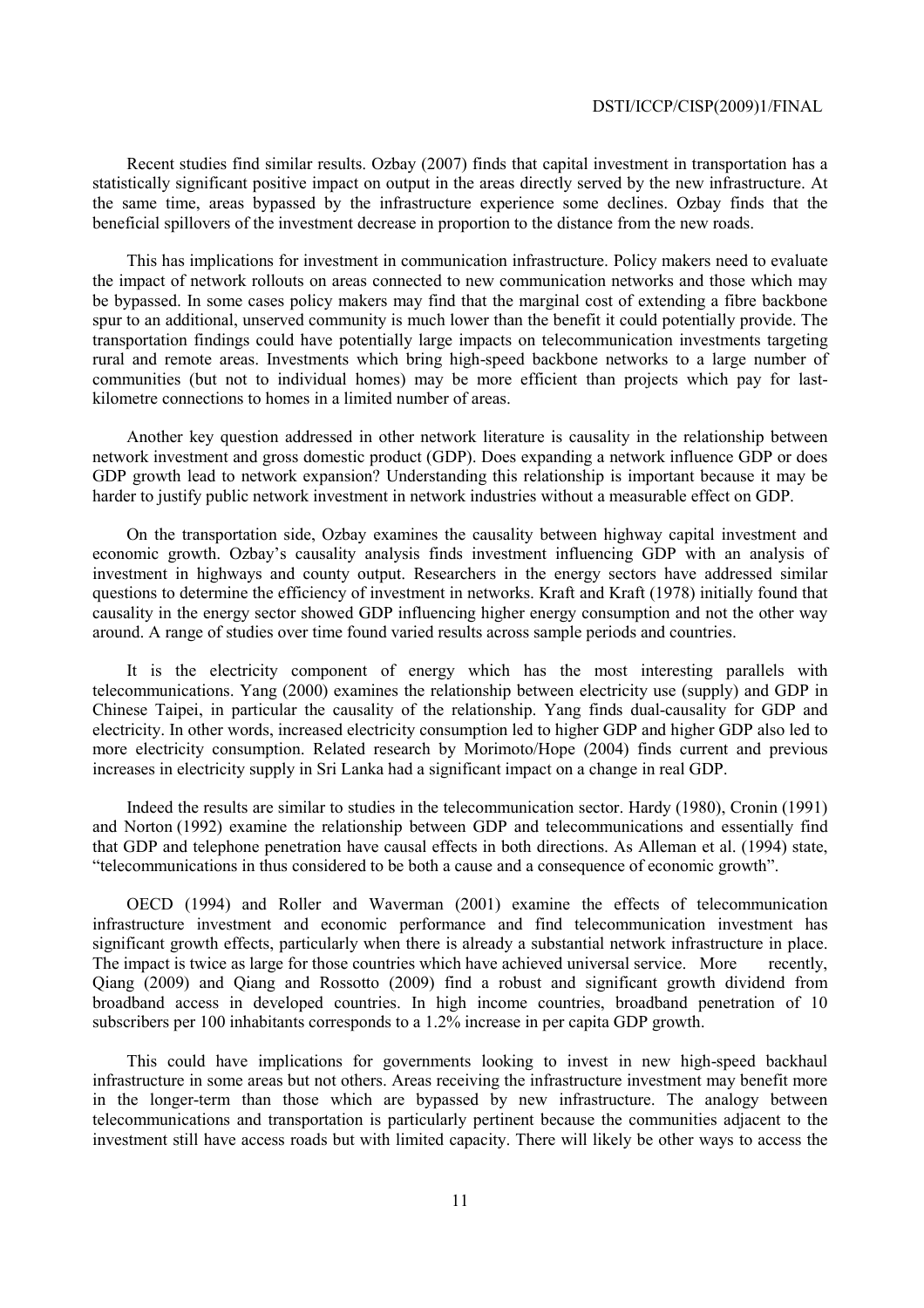Recent studies find similar results. Ozbay (2007) finds that capital investment in transportation has a statistically significant positive impact on output in the areas directly served by the new infrastructure. At the same time, areas bypassed by the infrastructure experience some declines. Ozbay finds that the beneficial spillovers of the investment decrease in proportion to the distance from the new roads.

This has implications for investment in communication infrastructure. Policy makers need to evaluate the impact of network rollouts on areas connected to new communication networks and those which may be bypassed. In some cases policy makers may find that the marginal cost of extending a fibre backbone spur to an additional, unserved community is much lower than the benefit it could potentially provide. The transportation findings could have potentially large impacts on telecommunication investments targeting rural and remote areas. Investments which bring high-speed backbone networks to a large number of communities (but not to individual homes) may be more efficient than projects which pay for last-kilometre connections to homes in a limited number of areas.

Another key question addressed in other network literature is causality in the relationship between network investment and gross domestic product (GDP). Does expanding a network influence GDP or does GDP growth lead to network expansion? Understanding this relationship is important because it may be harder to justify public network investment in network industries without a measurable effect on GDP.

On the transportation side, Ozbay examines the causality between highway capital investment and economic growth. Ozbay's causality analysis finds investment influencing GDP with an analysis of investment in highways and county output. Researchers in the energy sectors have addressed similar questions to determine the efficiency of investment in networks. Kraft and Kraft (1978) initially found that causality in the energy sector showed GDP influencing higher energy consumption and not the other way around. A range of studies over time found varied results across sample periods and countries.

It is the electricity component of energy which has the most interesting parallels with telecommunications. Yang (2000) examines the relationship between electricity use (supply) and GDP in Chinese Taipei, in particular the causality of the relationship. Yang finds dual-causality for GDP and electricity. In other words, increased electricity consumption led to higher GDP and higher GDP also led to more electricity consumption. Related research by Morimoto/Hope (2004) finds current and previous increases in electricity supply in Sri Lanka had a significant impact on a change in real GDP.

Indeed the results are similar to studies in the telecommunication sector. Hardy (1980), Cronin (1991) and Norton (1992) examine the relationship between GDP and telecommunications and essentially find that GDP and telephone penetration have causal effects in both directions. As Alleman et al. (1994) state, "telecommunications in thus considered to be both a cause and a consequence of economic growth".

OECD (1994) and Roller and Waverman (2001) examine the effects of telecommunication infrastructure investment and economic performance and find telecommunication investment has significant growth effects, particularly when there is already a substantial network infrastructure in place. The impact is twice as large for those countries which have achieved universal service. More recently, Qiang (2009) and Qiang and Rossotto (2009) find a robust and significant growth dividend from broadband access in developed countries. In high income countries, broadband penetration of 10 subscribers per 100 inhabitants corresponds to a 1.2% increase in per capita GDP growth.

This could have implications for governments looking to invest in new high-speed backhaul infrastructure in some areas but not others. Areas receiving the infrastructure investment may benefit more in the longer-term than those which are bypassed by new infrastructure. The analogy between telecommunications and transportation is particularly pertinent because the communities adjacent to the investment still have access roads but with limited capacity. There will likely be other ways to access the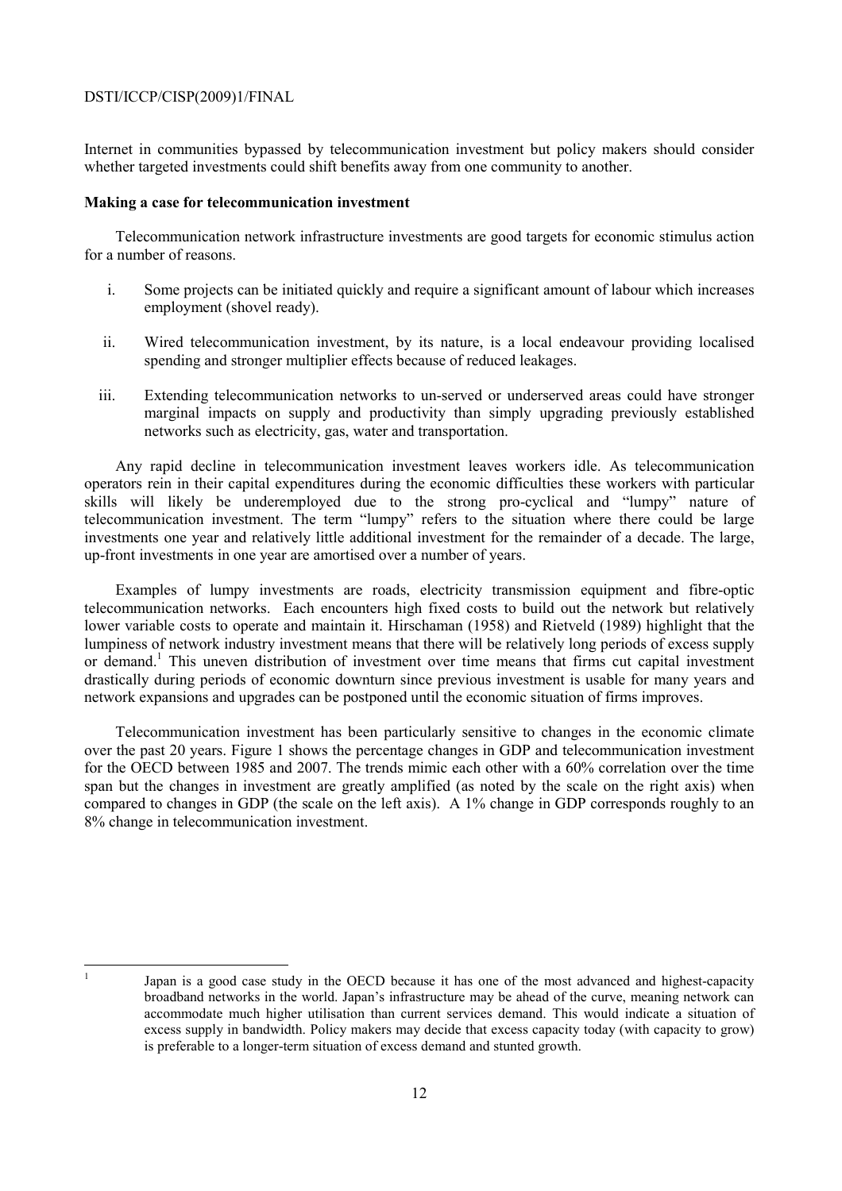Internet in communities bypassed by telecommunication investment but policy makers should consider whether targeted investments could shift benefits away from one community to another.

**Making a case for telecommunication investment**

Telecommunication network infrastructure investments are good targets for economic stimulus action for a number of reasons.

i. Some projects can be initiated quickly and require a significant amount of labour which increases employment (shovel ready).

ii. Wired telecommunication investment, by its nature, is a local endeavour providing localised spending and stronger multiplier effects because of reduced leakages.

iii. Extending telecommunication networks to un-served or underserved areas could have stronger marginal impacts on supply and productivity than simply upgrading previously established networks such as electricity, gas, water and transportation.

Any rapid decline in telecommunication investment leaves workers idle. As telecommunication operators rein in their capital expenditures during the economic difficulties these workers with particular skills will likely be underemployed due to the strong pro-cyclical and "lumpy" nature of telecommunication investment. The term "lumpy" refers to the situation where there could be large investments one year and relatively little additional investment for the remainder of a decade. The large, up-front investments in one year are amortised over a number of years.

Examples of lumpy investments are roads, electricity transmission equipment and fibre-optic telecommunication networks. Each encounters high fixed costs to build out the network but relatively lower variable costs to operate and maintain it. Hirschaman (1958) and Rietveld (1989) highlight that the lumpiness of network industry investment means that there will be relatively long periods of excess supply or demand.[1] This uneven distribution of investment over time means that firms cut capital investment drastically during periods of economic downturn since previous investment is usable for many years and network expansions and upgrades can be postponed until the economic situation of firms improves.

Telecommunication investment has been particularly sensitive to changes in the economic climate over the past 20 years. Figure 1 shows the percentage changes in GDP and telecommunication investment for the OECD between 1985 and 2007. The trends mimic each other with a 60% correlation over the time span but the changes in investment are greatly amplified (as noted by the scale on the right axis) when compared to changes in GDP (the scale on the left axis). A 1% change in GDP corresponds roughly to an 8% change in telecommunication investment.

---

[1] Japan is a good case study in the OECD because it has one of the most advanced and highest-capacity broadband networks in the world. Japan's infrastructure may be ahead of the curve, meaning network can accommodate much higher utilisation than current services demand. This would indicate a situation of excess supply in bandwidth. Policy makers may decide that excess capacity today (with capacity to grow) is preferable to a longer-term situation of excess demand and stunted growth.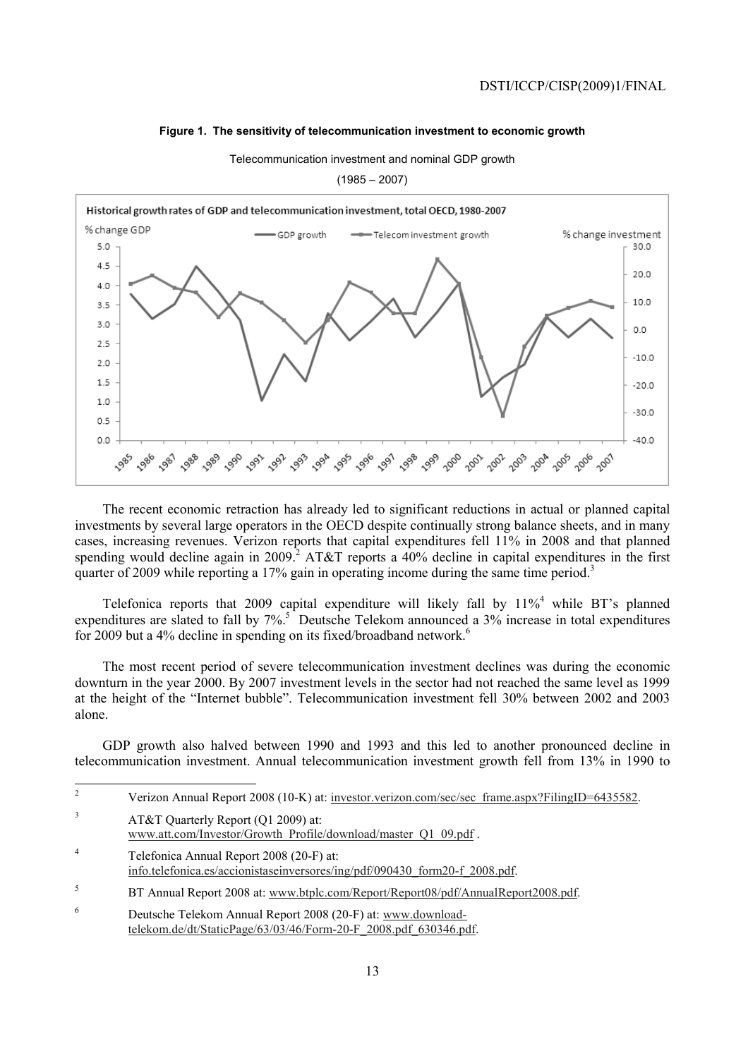**Figure 1. The sensitivity of telecommunication investment to economic growth**

Telecommunication investment and nominal GDP growth

(1985 – 2007)

The recent economic retraction has already led to significant reductions in actual or planned capital investments by several large operators in the OECD despite continually strong balance sheets, and in many cases, increasing revenues. Verizon reports that capital expenditures fell 11% in 2008 and that planned spending would decline again in 2009.[2] AT&T reports a 40% decline in capital expenditures in the first quarter of 2009 while reporting a 17% gain in operating income during the same time period.[3]

Telefonica reports that 2009 capital expenditure will likely fall by 11%[4] while BT's planned expenditures are slated to fall by 7%.[5] Deutsche Telekom announced a 3% increase in total expenditures for 2009 but a 4% decline in spending on its fixed/broadband network.[6]

The most recent period of severe telecommunication investment declines was during the economic downturn in the year 2000. By 2007 investment levels in the sector had not reached the same level as 1999 at the height of the "Internet bubble". Telecommunication investment fell 30% between 2002 and 2003 alone.

GDP growth also halved between 1990 and 1993 and this led to another pronounced decline in telecommunication investment. Annual telecommunication investment growth fell from 13% in 1990 to

---

[2] Verizon Annual Report 2008 (10-K) at: investor.verizon.com/sec/sec_frame.aspx?FilingID=6435582.

[3] AT&T Quarterly Report (Q1 2009) at: www.att.com/Investor/Growth_Profile/download/master_Q1_09.pdf .

[4] Telefonica Annual Report 2008 (20-F) at: info.telefonica.es/accionistaseinversores/ing/pdf/090430_form20-f_2008.pdf.

[5] BT Annual Report 2008 at: www.btplc.com/Report/Report08/pdf/AnnualReport2008.pdf.

[6] Deutsche Telekom Annual Report 2008 (20-F) at: www.download-telekom.de/dt/StaticPage/63/03/46/Form-20-F_2008.pdf_630346.pdf.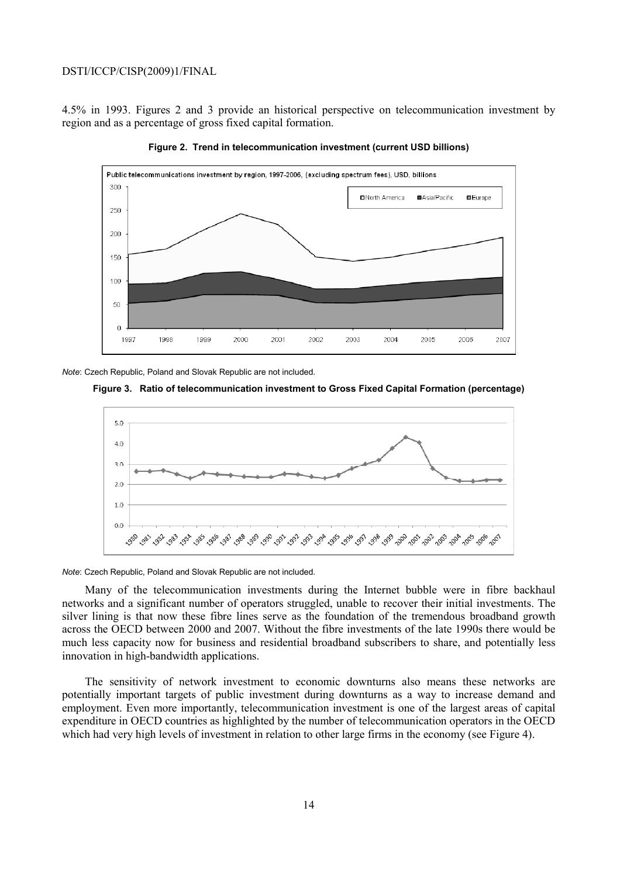4.5% in 1993. Figures 2 and 3 provide an historical perspective on telecommunication investment by region and as a percentage of gross fixed capital formation.

**Figure 2. Trend in telecommunication investment (current USD billions)**

*Note*: Czech Republic, Poland and Slovak Republic are not included.

**Figure 3. Ratio of telecommunication investment to Gross Fixed Capital Formation (percentage)**

*Note*: Czech Republic, Poland and Slovak Republic are not included.

Many of the telecommunication investments during the Internet bubble were in fibre backhaul networks and a significant number of operators struggled, unable to recover their initial investments. The silver lining is that now these fibre lines serve as the foundation of the tremendous broadband growth across the OECD between 2000 and 2007. Without the fibre investments of the late 1990s there would be much less capacity now for business and residential broadband subscribers to share, and potentially less innovation in high-bandwidth applications.

The sensitivity of network investment to economic downturns also means these networks are potentially important targets of public investment during downturns as a way to increase demand and employment. Even more importantly, telecommunication investment is one of the largest areas of capital expenditure in OECD countries as highlighted by the number of telecommunication operators in the OECD which had very high levels of investment in relation to other large firms in the economy (see Figure 4).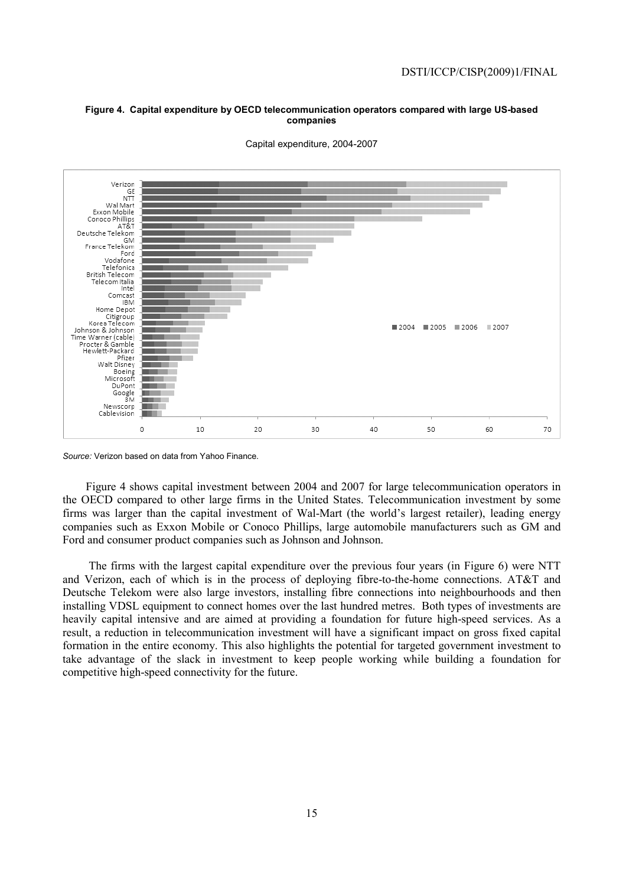**Figure 4. Capital expenditure by OECD telecommunication operators compared with large US-based companies**

Capital expenditure, 2004-2007

*Source:* Verizon based on data from Yahoo Finance.

Figure 4 shows capital investment between 2004 and 2007 for large telecommunication operators in the OECD compared to other large firms in the United States. Telecommunication investment by some firms was larger than the capital investment of Wal-Mart (the world's largest retailer), leading energy companies such as Exxon Mobile or Conoco Phillips, large automobile manufacturers such as GM and Ford and consumer product companies such as Johnson and Johnson.

The firms with the largest capital expenditure over the previous four years (in Figure 6) were NTT and Verizon, each of which is in the process of deploying fibre-to-the-home connections. AT&T and Deutsche Telekom were also large investors, installing fibre connections into neighbourhoods and then installing VDSL equipment to connect homes over the last hundred metres. Both types of investments are heavily capital intensive and are aimed at providing a foundation for future high-speed services. As a result, a reduction in telecommunication investment will have a significant impact on gross fixed capital formation in the entire economy. This also highlights the potential for targeted government investment to take advantage of the slack in investment to keep people working while building a foundation for competitive high-speed connectivity for the future.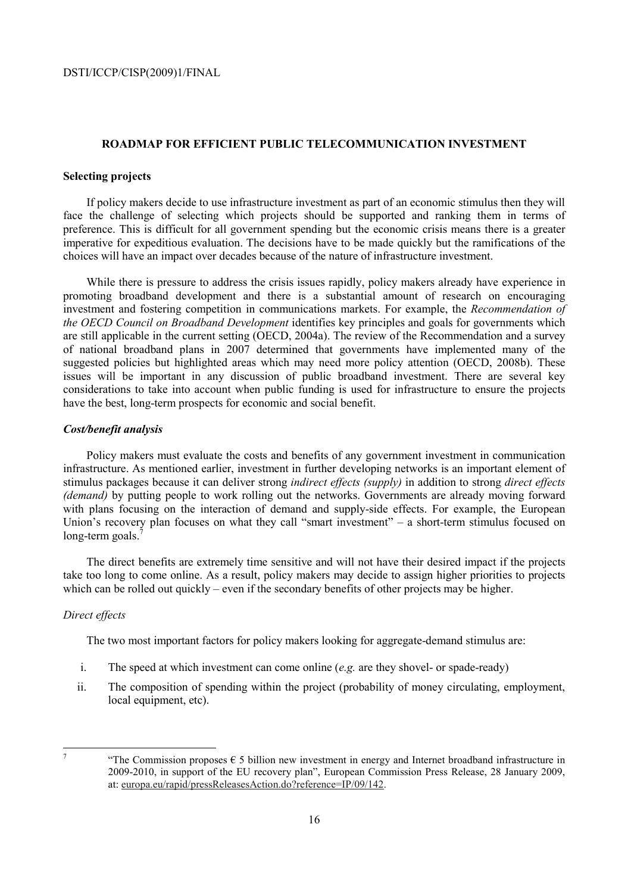## ROADMAP FOR EFFICIENT PUBLIC TELECOMMUNICATION INVESTMENT

### Selecting projects

If policy makers decide to use infrastructure investment as part of an economic stimulus then they will face the challenge of selecting which projects should be supported and ranking them in terms of preference. This is difficult for all government spending but the economic crisis means there is a greater imperative for expeditious evaluation. The decisions have to be made quickly but the ramifications of the choices will have an impact over decades because of the nature of infrastructure investment.

While there is pressure to address the crisis issues rapidly, policy makers already have experience in promoting broadband development and there is a substantial amount of research on encouraging investment and fostering competition in communications markets. For example, the *Recommendation of the OECD Council on Broadband Development* identifies key principles and goals for governments which are still applicable in the current setting (OECD, 2004a). The review of the Recommendation and a survey of national broadband plans in 2007 determined that governments have implemented many of the suggested policies but highlighted areas which may need more policy attention (OECD, 2008b). These issues will be important in any discussion of public broadband investment. There are several key considerations to take into account when public funding is used for infrastructure to ensure the projects have the best, long-term prospects for economic and social benefit.

#### *Cost/benefit analysis*

Policy makers must evaluate the costs and benefits of any government investment in communication infrastructure. As mentioned earlier, investment in further developing networks is an important element of stimulus packages because it can deliver strong *indirect effects (supply)* in addition to strong *direct effects (demand)* by putting people to work rolling out the networks. Governments are already moving forward with plans focusing on the interaction of demand and supply-side effects. For example, the European Union's recovery plan focuses on what they call "smart investment" – a short-term stimulus focused on long-term goals.[7]

The direct benefits are extremely time sensitive and will not have their desired impact if the projects take too long to come online. As a result, policy makers may decide to assign higher priorities to projects which can be rolled out quickly – even if the secondary benefits of other projects may be higher.

##### *Direct effects*

The two most important factors for policy makers looking for aggregate-demand stimulus are:

i. The speed at which investment can come online (*e.g.* are they shovel- or spade-ready)

ii. The composition of spending within the project (probability of money circulating, employment, local equipment, etc).

---

[7] "The Commission proposes € 5 billion new investment in energy and Internet broadband infrastructure in 2009-2010, in support of the EU recovery plan", European Commission Press Release, 28 January 2009, at: europa.eu/rapid/pressReleasesAction.do?reference=IP/09/142.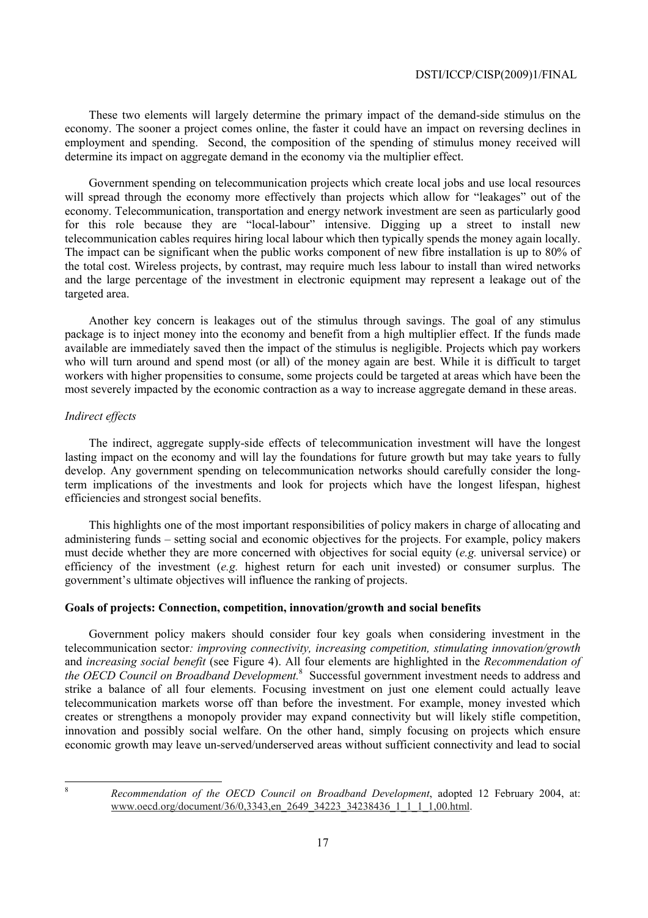These two elements will largely determine the primary impact of the demand-side stimulus on the economy. The sooner a project comes online, the faster it could have an impact on reversing declines in employment and spending. Second, the composition of the spending of stimulus money received will determine its impact on aggregate demand in the economy via the multiplier effect.

Government spending on telecommunication projects which create local jobs and use local resources will spread through the economy more effectively than projects which allow for "leakages" out of the economy. Telecommunication, transportation and energy network investment are seen as particularly good for this role because they are "local-labour" intensive. Digging up a street to install new telecommunication cables requires hiring local labour which then typically spends the money again locally. The impact can be significant when the public works component of new fibre installation is up to 80% of the total cost. Wireless projects, by contrast, may require much less labour to install than wired networks and the large percentage of the investment in electronic equipment may represent a leakage out of the targeted area.

Another key concern is leakages out of the stimulus through savings. The goal of any stimulus package is to inject money into the economy and benefit from a high multiplier effect. If the funds made available are immediately saved then the impact of the stimulus is negligible. Projects which pay workers who will turn around and spend most (or all) of the money again are best. While it is difficult to target workers with higher propensities to consume, some projects could be targeted at areas which have been the most severely impacted by the economic contraction as a way to increase aggregate demand in these areas.

*Indirect effects*

The indirect, aggregate supply-side effects of telecommunication investment will have the longest lasting impact on the economy and will lay the foundations for future growth but may take years to fully develop. Any government spending on telecommunication networks should carefully consider the long-term implications of the investments and look for projects which have the longest lifespan, highest efficiencies and strongest social benefits.

This highlights one of the most important responsibilities of policy makers in charge of allocating and administering funds – setting social and economic objectives for the projects. For example, policy makers must decide whether they are more concerned with objectives for social equity (*e.g.* universal service) or efficiency of the investment (*e.g.* highest return for each unit invested) or consumer surplus. The government's ultimate objectives will influence the ranking of projects.

**Goals of projects: Connection, competition, innovation/growth and social benefits**

Government policy makers should consider four key goals when considering investment in the telecommunication sector*: improving connectivity, increasing competition, stimulating innovation/growth* and *increasing social benefit* (see Figure 4). All four elements are highlighted in the *Recommendation of the OECD Council on Broadband Development.*[8] Successful government investment needs to address and strike a balance of all four elements. Focusing investment on just one element could actually leave telecommunication markets worse off than before the investment. For example, money invested which creates or strengthens a monopoly provider may expand connectivity but will likely stifle competition, innovation and possibly social welfare. On the other hand, simply focusing on projects which ensure economic growth may leave un-served/underserved areas without sufficient connectivity and lead to social

[8] *Recommendation of the OECD Council on Broadband Development*, adopted 12 February 2004, at: www.oecd.org/document/36/0,3343,en_2649_34223_34238436_1_1_1_1,00.html.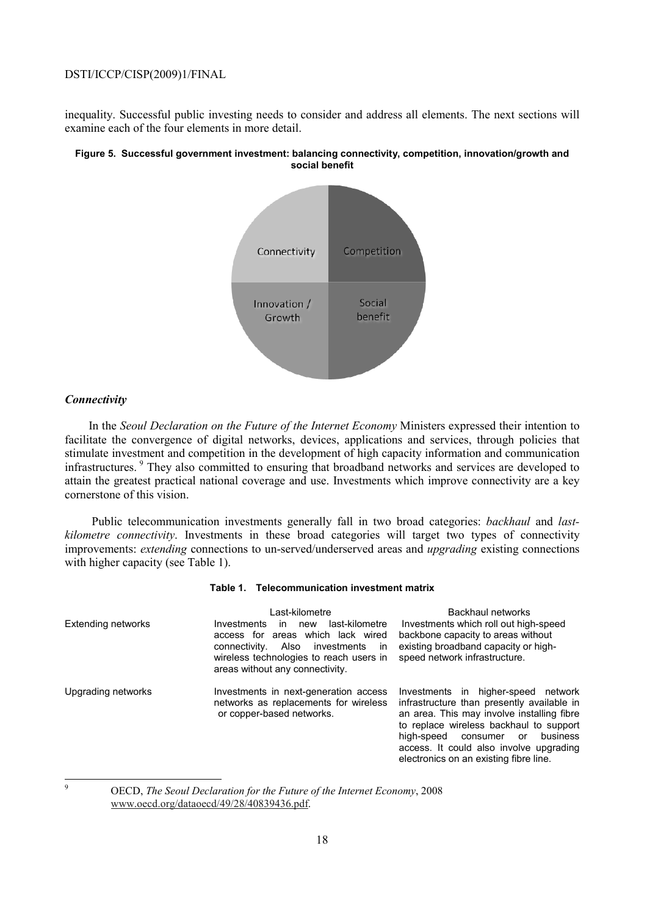inequality. Successful public investing needs to consider and address all elements. The next sections will examine each of the four elements in more detail.

**Figure 5. Successful government investment: balancing connectivity, competition, innovation/growth and social benefit**

Connectivity | Competition | Innovation / Growth | Social benefit

### *Connectivity*

In the *Seoul Declaration on the Future of the Internet Economy* Ministers expressed their intention to facilitate the convergence of digital networks, devices, applications and services, through policies that stimulate investment and competition in the development of high capacity information and communication infrastructures.[9] They also committed to ensuring that broadband networks and services are developed to attain the greatest practical national coverage and use. Investments which improve connectivity are a key cornerstone of this vision.

Public telecommunication investments generally fall in two broad categories: *backhaul* and *last-kilometre connectivity*. Investments in these broad categories will target two types of connectivity improvements: *extending* connections to un-served/underserved areas and *upgrading* existing connections with higher capacity (see Table 1).

**Table 1. Telecommunication investment matrix**

| | Last-kilometre | Backhaul networks |
|---|---|---|
| Extending networks | Investments in new last-kilometre access for areas which lack wired connectivity. Also investments in wireless technologies to reach users in areas without any connectivity. | Investments which roll out high-speed backbone capacity to areas without existing broadband capacity or high-speed network infrastructure. |
| Upgrading networks | Investments in next-generation access networks as replacements for wireless or copper-based networks. | Investments in higher-speed network infrastructure than presently available in an area. This may involve installing fibre to replace wireless backhaul to support high-speed consumer or business access. It could also involve upgrading electronics on an existing fibre line. |

9 OECD, *The Seoul Declaration for the Future of the Internet Economy*, 2008 www.oecd.org/dataoecd/49/28/40839436.pdf.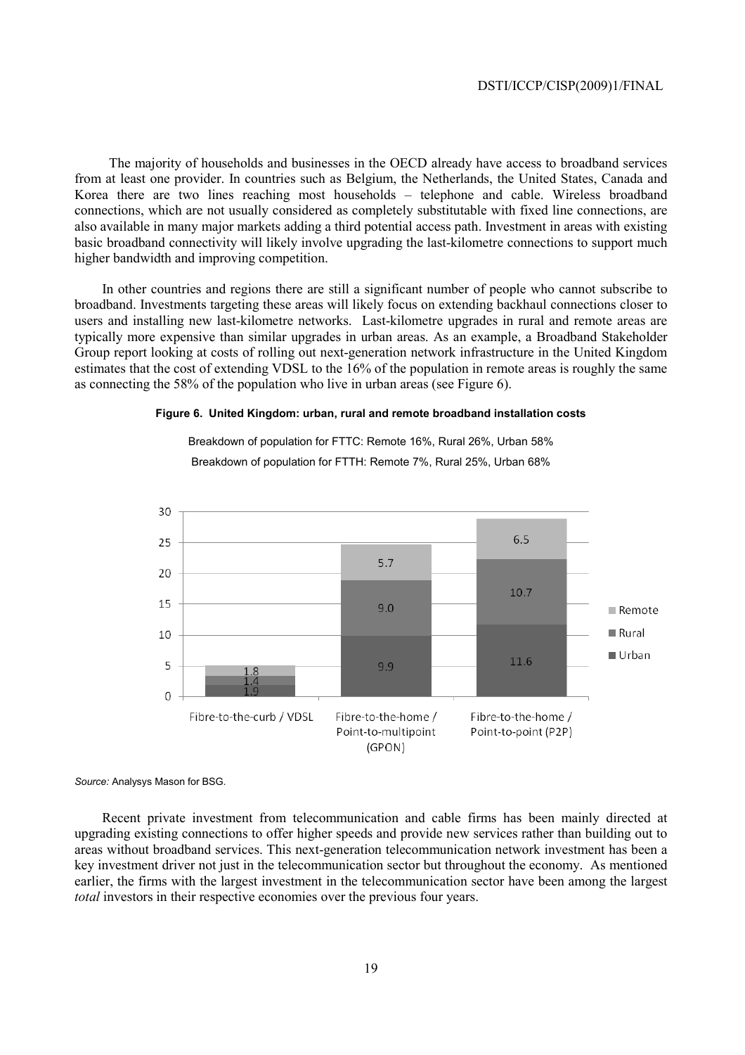The majority of households and businesses in the OECD already have access to broadband services from at least one provider. In countries such as Belgium, the Netherlands, the United States, Canada and Korea there are two lines reaching most households – telephone and cable. Wireless broadband connections, which are not usually considered as completely substitutable with fixed line connections, are also available in many major markets adding a third potential access path. Investment in areas with existing basic broadband connectivity will likely involve upgrading the last-kilometre connections to support much higher bandwidth and improving competition.

In other countries and regions there are still a significant number of people who cannot subscribe to broadband. Investments targeting these areas will likely focus on extending backhaul connections closer to users and installing new last-kilometre networks. Last-kilometre upgrades in rural and remote areas are typically more expensive than similar upgrades in urban areas. As an example, a Broadband Stakeholder Group report looking at costs of rolling out next-generation network infrastructure in the United Kingdom estimates that the cost of extending VDSL to the 16% of the population in remote areas is roughly the same as connecting the 58% of the population who live in urban areas (see Figure 6).

**Figure 6. United Kingdom: urban, rural and remote broadband installation costs**

Breakdown of population for FTTC: Remote 16%, Rural 26%, Urban 58%

Breakdown of population for FTTH: Remote 7%, Rural 25%, Urban 68%

| | Fibre-to-the-curb / VDSL | Fibre-to-the-home / Point-to-multipoint (GPON) | Fibre-to-the-home / Point-to-point (P2P) |
|---|---|---|---|
| Remote | 1.8 | 5.7 | 6.5 |
| Rural | 1.4 | 9.0 | 10.7 |
| Urban | 1.9 | 9.9 | 11.6 |

*Source:* Analysys Mason for BSG.

Recent private investment from telecommunication and cable firms has been mainly directed at upgrading existing connections to offer higher speeds and provide new services rather than building out to areas without broadband services. This next-generation telecommunication network investment has been a key investment driver not just in the telecommunication sector but throughout the economy. As mentioned earlier, the firms with the largest investment in the telecommunication sector have been among the largest *total* investors in their respective economies over the previous four years.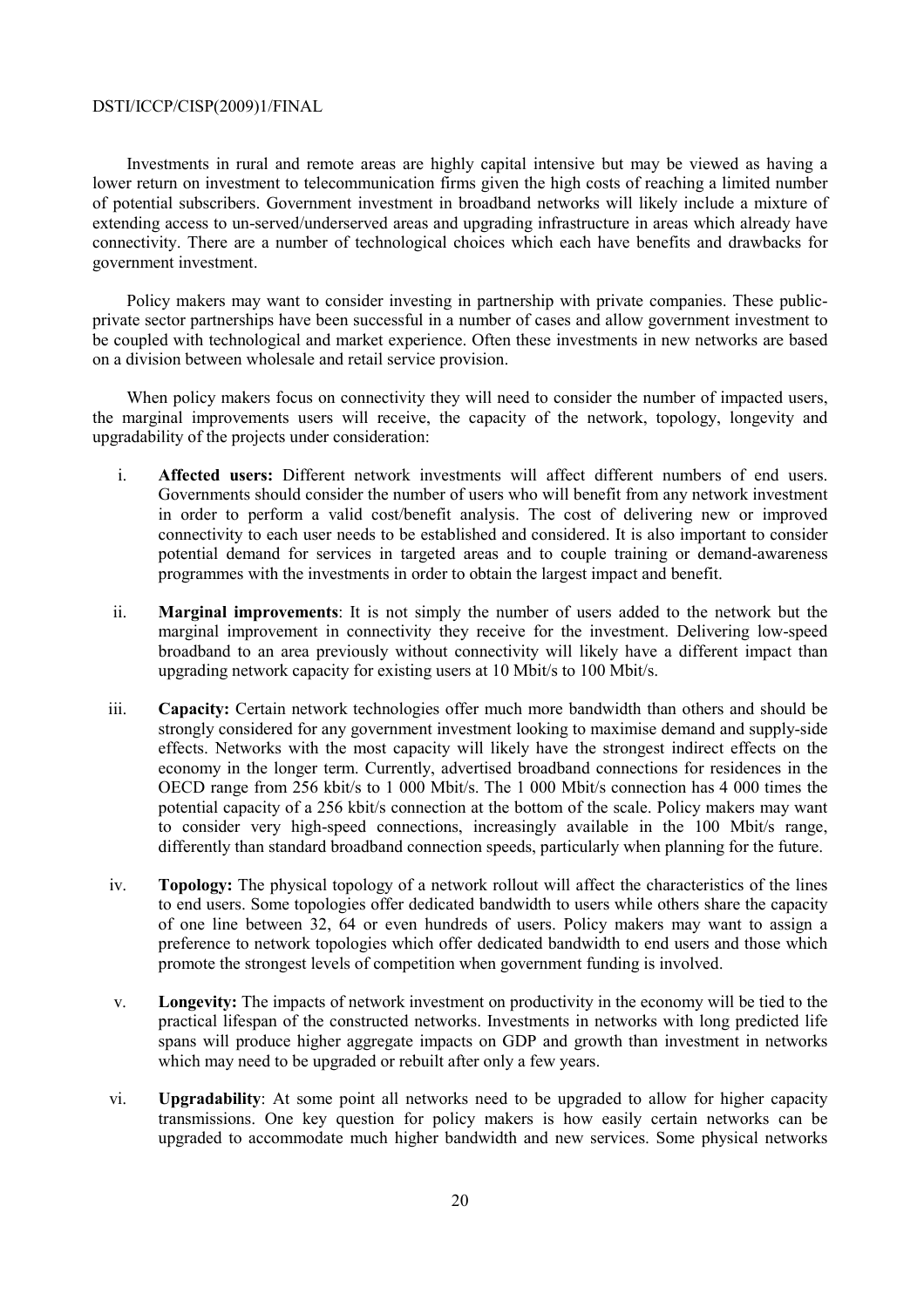Investments in rural and remote areas are highly capital intensive but may be viewed as having a lower return on investment to telecommunication firms given the high costs of reaching a limited number of potential subscribers. Government investment in broadband networks will likely include a mixture of extending access to un-served/underserved areas and upgrading infrastructure in areas which already have connectivity. There are a number of technological choices which each have benefits and drawbacks for government investment.

Policy makers may want to consider investing in partnership with private companies. These public-private sector partnerships have been successful in a number of cases and allow government investment to be coupled with technological and market experience. Often these investments in new networks are based on a division between wholesale and retail service provision.

When policy makers focus on connectivity they will need to consider the number of impacted users, the marginal improvements users will receive, the capacity of the network, topology, longevity and upgradability of the projects under consideration:

i. **Affected users:** Different network investments will affect different numbers of end users. Governments should consider the number of users who will benefit from any network investment in order to perform a valid cost/benefit analysis. The cost of delivering new or improved connectivity to each user needs to be established and considered. It is also important to consider potential demand for services in targeted areas and to couple training or demand-awareness programmes with the investments in order to obtain the largest impact and benefit.

ii. **Marginal improvements**: It is not simply the number of users added to the network but the marginal improvement in connectivity they receive for the investment. Delivering low-speed broadband to an area previously without connectivity will likely have a different impact than upgrading network capacity for existing users at 10 Mbit/s to 100 Mbit/s.

iii. **Capacity:** Certain network technologies offer much more bandwidth than others and should be strongly considered for any government investment looking to maximise demand and supply-side effects. Networks with the most capacity will likely have the strongest indirect effects on the economy in the longer term. Currently, advertised broadband connections for residences in the OECD range from 256 kbit/s to 1 000 Mbit/s. The 1 000 Mbit/s connection has 4 000 times the potential capacity of a 256 kbit/s connection at the bottom of the scale. Policy makers may want to consider very high-speed connections, increasingly available in the 100 Mbit/s range, differently than standard broadband connection speeds, particularly when planning for the future.

iv. **Topology:** The physical topology of a network rollout will affect the characteristics of the lines to end users. Some topologies offer dedicated bandwidth to users while others share the capacity of one line between 32, 64 or even hundreds of users. Policy makers may want to assign a preference to network topologies which offer dedicated bandwidth to end users and those which promote the strongest levels of competition when government funding is involved.

v. **Longevity:** The impacts of network investment on productivity in the economy will be tied to the practical lifespan of the constructed networks. Investments in networks with long predicted life spans will produce higher aggregate impacts on GDP and growth than investment in networks which may need to be upgraded or rebuilt after only a few years.

vi. **Upgradability**: At some point all networks need to be upgraded to allow for higher capacity transmissions. One key question for policy makers is how easily certain networks can be upgraded to accommodate much higher bandwidth and new services. Some physical networks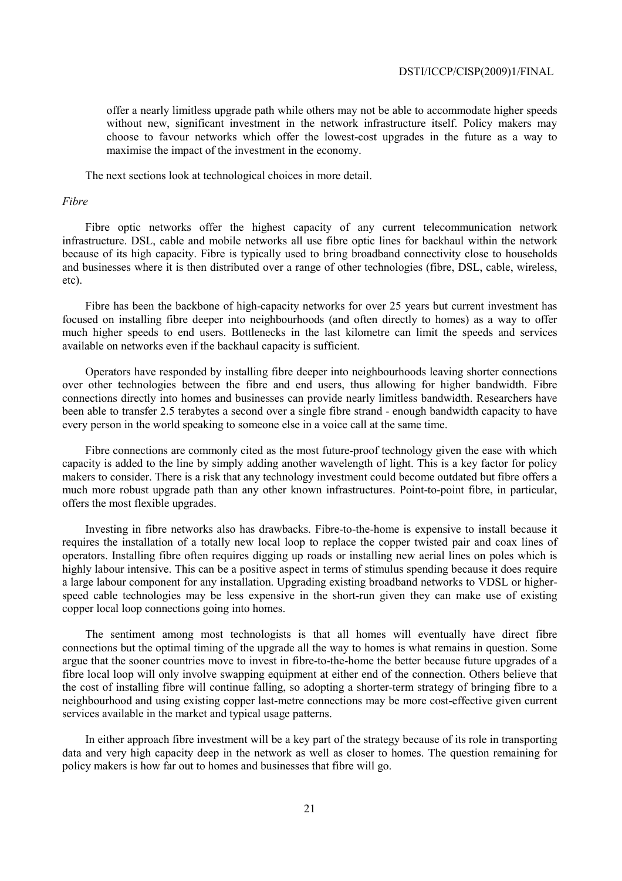offer a nearly limitless upgrade path while others may not be able to accommodate higher speeds without new, significant investment in the network infrastructure itself. Policy makers may choose to favour networks which offer the lowest-cost upgrades in the future as a way to maximise the impact of the investment in the economy.

The next sections look at technological choices in more detail.

*Fibre*

Fibre optic networks offer the highest capacity of any current telecommunication network infrastructure. DSL, cable and mobile networks all use fibre optic lines for backhaul within the network because of its high capacity. Fibre is typically used to bring broadband connectivity close to households and businesses where it is then distributed over a range of other technologies (fibre, DSL, cable, wireless, etc).

Fibre has been the backbone of high-capacity networks for over 25 years but current investment has focused on installing fibre deeper into neighbourhoods (and often directly to homes) as a way to offer much higher speeds to end users. Bottlenecks in the last kilometre can limit the speeds and services available on networks even if the backhaul capacity is sufficient.

Operators have responded by installing fibre deeper into neighbourhoods leaving shorter connections over other technologies between the fibre and end users, thus allowing for higher bandwidth. Fibre connections directly into homes and businesses can provide nearly limitless bandwidth. Researchers have been able to transfer 2.5 terabytes a second over a single fibre strand - enough bandwidth capacity to have every person in the world speaking to someone else in a voice call at the same time.

Fibre connections are commonly cited as the most future-proof technology given the ease with which capacity is added to the line by simply adding another wavelength of light. This is a key factor for policy makers to consider. There is a risk that any technology investment could become outdated but fibre offers a much more robust upgrade path than any other known infrastructures. Point-to-point fibre, in particular, offers the most flexible upgrades.

Investing in fibre networks also has drawbacks. Fibre-to-the-home is expensive to install because it requires the installation of a totally new local loop to replace the copper twisted pair and coax lines of operators. Installing fibre often requires digging up roads or installing new aerial lines on poles which is highly labour intensive. This can be a positive aspect in terms of stimulus spending because it does require a large labour component for any installation. Upgrading existing broadband networks to VDSL or higher-speed cable technologies may be less expensive in the short-run given they can make use of existing copper local loop connections going into homes.

The sentiment among most technologists is that all homes will eventually have direct fibre connections but the optimal timing of the upgrade all the way to homes is what remains in question. Some argue that the sooner countries move to invest in fibre-to-the-home the better because future upgrades of a fibre local loop will only involve swapping equipment at either end of the connection. Others believe that the cost of installing fibre will continue falling, so adopting a shorter-term strategy of bringing fibre to a neighbourhood and using existing copper last-metre connections may be more cost-effective given current services available in the market and typical usage patterns.

In either approach fibre investment will be a key part of the strategy because of its role in transporting data and very high capacity deep in the network as well as closer to homes. The question remaining for policy makers is how far out to homes and businesses that fibre will go.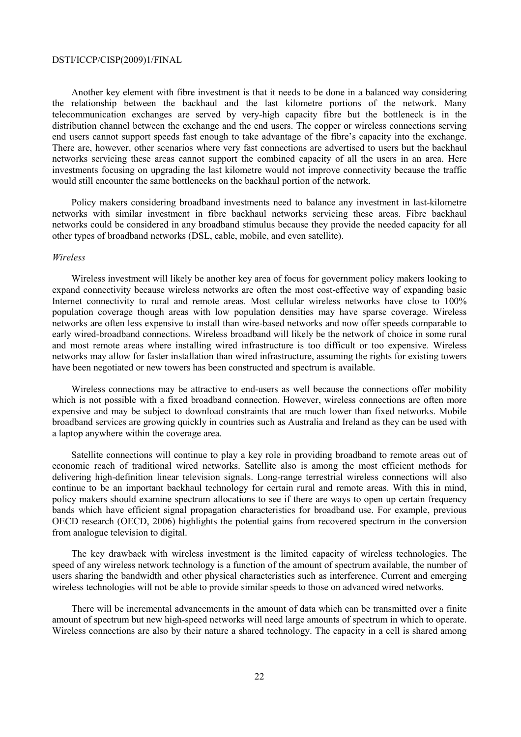Another key element with fibre investment is that it needs to be done in a balanced way considering the relationship between the backhaul and the last kilometre portions of the network. Many telecommunication exchanges are served by very-high capacity fibre but the bottleneck is in the distribution channel between the exchange and the end users. The copper or wireless connections serving end users cannot support speeds fast enough to take advantage of the fibre's capacity into the exchange. There are, however, other scenarios where very fast connections are advertised to users but the backhaul networks servicing these areas cannot support the combined capacity of all the users in an area. Here investments focusing on upgrading the last kilometre would not improve connectivity because the traffic would still encounter the same bottlenecks on the backhaul portion of the network.

Policy makers considering broadband investments need to balance any investment in last-kilometre networks with similar investment in fibre backhaul networks servicing these areas. Fibre backhaul networks could be considered in any broadband stimulus because they provide the needed capacity for all other types of broadband networks (DSL, cable, mobile, and even satellite).

*Wireless*

Wireless investment will likely be another key area of focus for government policy makers looking to expand connectivity because wireless networks are often the most cost-effective way of expanding basic Internet connectivity to rural and remote areas. Most cellular wireless networks have close to 100% population coverage though areas with low population densities may have sparse coverage. Wireless networks are often less expensive to install than wire-based networks and now offer speeds comparable to early wired-broadband connections. Wireless broadband will likely be the network of choice in some rural and most remote areas where installing wired infrastructure is too difficult or too expensive. Wireless networks may allow for faster installation than wired infrastructure, assuming the rights for existing towers have been negotiated or new towers has been constructed and spectrum is available.

Wireless connections may be attractive to end-users as well because the connections offer mobility which is not possible with a fixed broadband connection. However, wireless connections are often more expensive and may be subject to download constraints that are much lower than fixed networks. Mobile broadband services are growing quickly in countries such as Australia and Ireland as they can be used with a laptop anywhere within the coverage area.

Satellite connections will continue to play a key role in providing broadband to remote areas out of economic reach of traditional wired networks. Satellite also is among the most efficient methods for delivering high-definition linear television signals. Long-range terrestrial wireless connections will also continue to be an important backhaul technology for certain rural and remote areas. With this in mind, policy makers should examine spectrum allocations to see if there are ways to open up certain frequency bands which have efficient signal propagation characteristics for broadband use. For example, previous OECD research (OECD, 2006) highlights the potential gains from recovered spectrum in the conversion from analogue television to digital.

The key drawback with wireless investment is the limited capacity of wireless technologies. The speed of any wireless network technology is a function of the amount of spectrum available, the number of users sharing the bandwidth and other physical characteristics such as interference. Current and emerging wireless technologies will not be able to provide similar speeds to those on advanced wired networks.

There will be incremental advancements in the amount of data which can be transmitted over a finite amount of spectrum but new high-speed networks will need large amounts of spectrum in which to operate. Wireless connections are also by their nature a shared technology. The capacity in a cell is shared among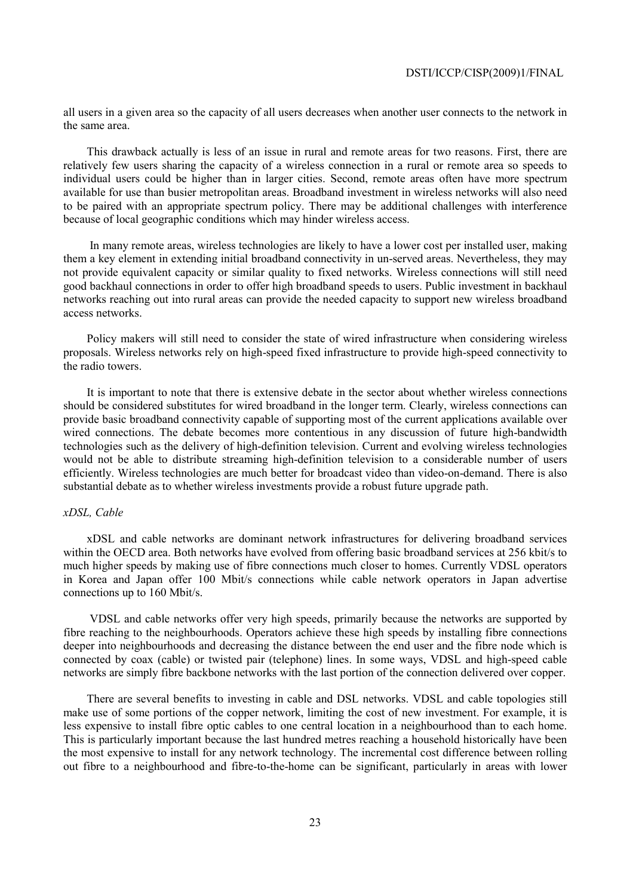all users in a given area so the capacity of all users decreases when another user connects to the network in the same area.

This drawback actually is less of an issue in rural and remote areas for two reasons. First, there are relatively few users sharing the capacity of a wireless connection in a rural or remote area so speeds to individual users could be higher than in larger cities. Second, remote areas often have more spectrum available for use than busier metropolitan areas. Broadband investment in wireless networks will also need to be paired with an appropriate spectrum policy. There may be additional challenges with interference because of local geographic conditions which may hinder wireless access.

In many remote areas, wireless technologies are likely to have a lower cost per installed user, making them a key element in extending initial broadband connectivity in un-served areas. Nevertheless, they may not provide equivalent capacity or similar quality to fixed networks. Wireless connections will still need good backhaul connections in order to offer high broadband speeds to users. Public investment in backhaul networks reaching out into rural areas can provide the needed capacity to support new wireless broadband access networks.

Policy makers will still need to consider the state of wired infrastructure when considering wireless proposals. Wireless networks rely on high-speed fixed infrastructure to provide high-speed connectivity to the radio towers.

It is important to note that there is extensive debate in the sector about whether wireless connections should be considered substitutes for wired broadband in the longer term. Clearly, wireless connections can provide basic broadband connectivity capable of supporting most of the current applications available over wired connections. The debate becomes more contentious in any discussion of future high-bandwidth technologies such as the delivery of high-definition television. Current and evolving wireless technologies would not be able to distribute streaming high-definition television to a considerable number of users efficiently. Wireless technologies are much better for broadcast video than video-on-demand. There is also substantial debate as to whether wireless investments provide a robust future upgrade path.

*xDSL, Cable*

xDSL and cable networks are dominant network infrastructures for delivering broadband services within the OECD area. Both networks have evolved from offering basic broadband services at 256 kbit/s to much higher speeds by making use of fibre connections much closer to homes. Currently VDSL operators in Korea and Japan offer 100 Mbit/s connections while cable network operators in Japan advertise connections up to 160 Mbit/s.

VDSL and cable networks offer very high speeds, primarily because the networks are supported by fibre reaching to the neighbourhoods. Operators achieve these high speeds by installing fibre connections deeper into neighbourhoods and decreasing the distance between the end user and the fibre node which is connected by coax (cable) or twisted pair (telephone) lines. In some ways, VDSL and high-speed cable networks are simply fibre backbone networks with the last portion of the connection delivered over copper.

There are several benefits to investing in cable and DSL networks. VDSL and cable topologies still make use of some portions of the copper network, limiting the cost of new investment. For example, it is less expensive to install fibre optic cables to one central location in a neighbourhood than to each home. This is particularly important because the last hundred metres reaching a household historically have been the most expensive to install for any network technology. The incremental cost difference between rolling out fibre to a neighbourhood and fibre-to-the-home can be significant, particularly in areas with lower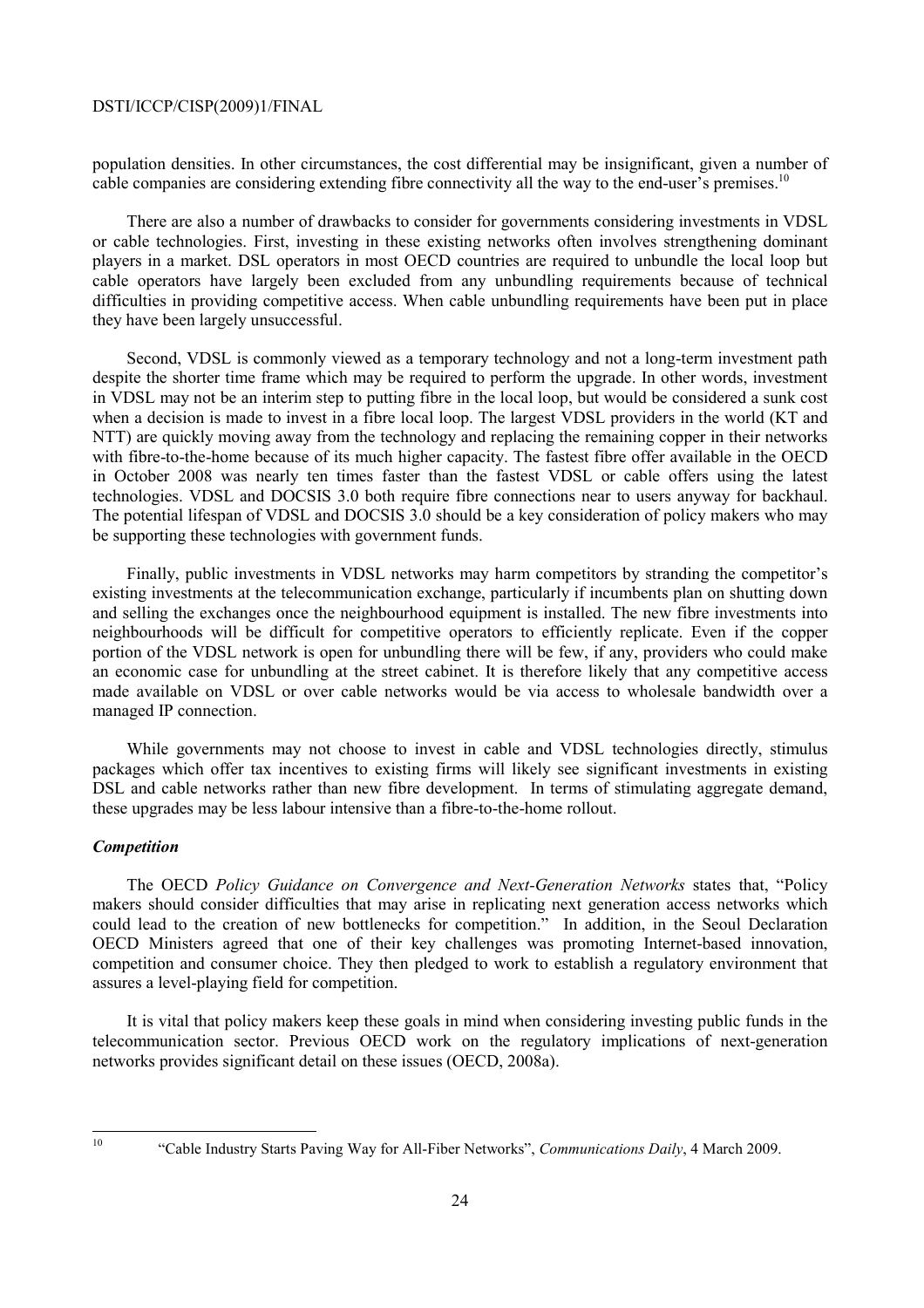population densities. In other circumstances, the cost differential may be insignificant, given a number of cable companies are considering extending fibre connectivity all the way to the end-user's premises.[10]

There are also a number of drawbacks to consider for governments considering investments in VDSL or cable technologies. First, investing in these existing networks often involves strengthening dominant players in a market. DSL operators in most OECD countries are required to unbundle the local loop but cable operators have largely been excluded from any unbundling requirements because of technical difficulties in providing competitive access. When cable unbundling requirements have been put in place they have been largely unsuccessful.

Second, VDSL is commonly viewed as a temporary technology and not a long-term investment path despite the shorter time frame which may be required to perform the upgrade. In other words, investment in VDSL may not be an interim step to putting fibre in the local loop, but would be considered a sunk cost when a decision is made to invest in a fibre local loop. The largest VDSL providers in the world (KT and NTT) are quickly moving away from the technology and replacing the remaining copper in their networks with fibre-to-the-home because of its much higher capacity. The fastest fibre offer available in the OECD in October 2008 was nearly ten times faster than the fastest VDSL or cable offers using the latest technologies. VDSL and DOCSIS 3.0 both require fibre connections near to users anyway for backhaul. The potential lifespan of VDSL and DOCSIS 3.0 should be a key consideration of policy makers who may be supporting these technologies with government funds.

Finally, public investments in VDSL networks may harm competitors by stranding the competitor's existing investments at the telecommunication exchange, particularly if incumbents plan on shutting down and selling the exchanges once the neighbourhood equipment is installed. The new fibre investments into neighbourhoods will be difficult for competitive operators to efficiently replicate. Even if the copper portion of the VDSL network is open for unbundling there will be few, if any, providers who could make an economic case for unbundling at the street cabinet. It is therefore likely that any competitive access made available on VDSL or over cable networks would be via access to wholesale bandwidth over a managed IP connection.

While governments may not choose to invest in cable and VDSL technologies directly, stimulus packages which offer tax incentives to existing firms will likely see significant investments in existing DSL and cable networks rather than new fibre development. In terms of stimulating aggregate demand, these upgrades may be less labour intensive than a fibre-to-the-home rollout.

### *Competition*

The OECD *Policy Guidance on Convergence and Next-Generation Networks* states that, "Policy makers should consider difficulties that may arise in replicating next generation access networks which could lead to the creation of new bottlenecks for competition." In addition, in the Seoul Declaration OECD Ministers agreed that one of their key challenges was promoting Internet-based innovation, competition and consumer choice. They then pledged to work to establish a regulatory environment that assures a level-playing field for competition.

It is vital that policy makers keep these goals in mind when considering investing public funds in the telecommunication sector. Previous OECD work on the regulatory implications of next-generation networks provides significant detail on these issues (OECD, 2008a).

---

[10] "Cable Industry Starts Paving Way for All-Fiber Networks", *Communications Daily*, 4 March 2009.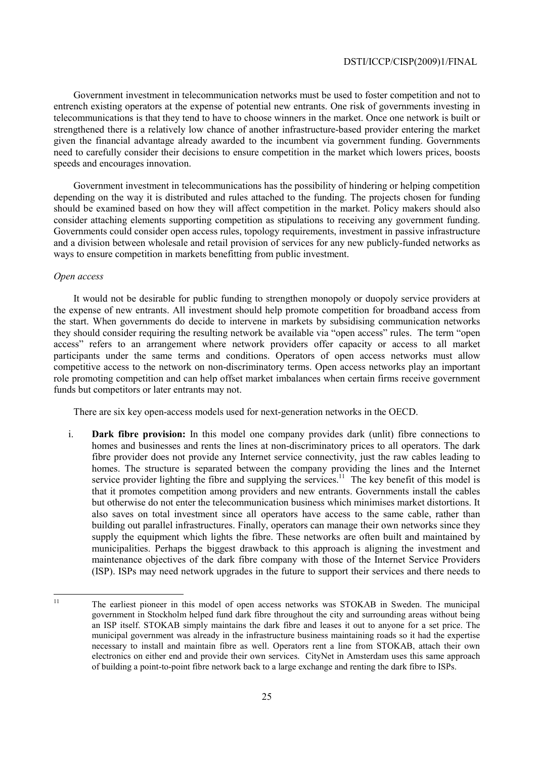Government investment in telecommunication networks must be used to foster competition and not to entrench existing operators at the expense of potential new entrants. One risk of governments investing in telecommunications is that they tend to have to choose winners in the market. Once one network is built or strengthened there is a relatively low chance of another infrastructure-based provider entering the market given the financial advantage already awarded to the incumbent via government funding. Governments need to carefully consider their decisions to ensure competition in the market which lowers prices, boosts speeds and encourages innovation.

Government investment in telecommunications has the possibility of hindering or helping competition depending on the way it is distributed and rules attached to the funding. The projects chosen for funding should be examined based on how they will affect competition in the market. Policy makers should also consider attaching elements supporting competition as stipulations to receiving any government funding. Governments could consider open access rules, topology requirements, investment in passive infrastructure and a division between wholesale and retail provision of services for any new publicly-funded networks as ways to ensure competition in markets benefitting from public investment.

*Open access*

It would not be desirable for public funding to strengthen monopoly or duopoly service providers at the expense of new entrants. All investment should help promote competition for broadband access from the start. When governments do decide to intervene in markets by subsidising communication networks they should consider requiring the resulting network be available via "open access" rules. The term "open access" refers to an arrangement where network providers offer capacity or access to all market participants under the same terms and conditions. Operators of open access networks must allow competitive access to the network on non-discriminatory terms. Open access networks play an important role promoting competition and can help offset market imbalances when certain firms receive government funds but competitors or later entrants may not.

There are six key open-access models used for next-generation networks in the OECD.

i. **Dark fibre provision:** In this model one company provides dark (unlit) fibre connections to homes and businesses and rents the lines at non-discriminatory prices to all operators. The dark fibre provider does not provide any Internet service connectivity, just the raw cables leading to homes. The structure is separated between the company providing the lines and the Internet service provider lighting the fibre and supplying the services.[11] The key benefit of this model is that it promotes competition among providers and new entrants. Governments install the cables but otherwise do not enter the telecommunication business which minimises market distortions. It also saves on total investment since all operators have access to the same cable, rather than building out parallel infrastructures. Finally, operators can manage their own networks since they supply the equipment which lights the fibre. These networks are often built and maintained by municipalities. Perhaps the biggest drawback to this approach is aligning the investment and maintenance objectives of the dark fibre company with those of the Internet Service Providers (ISP). ISPs may need network upgrades in the future to support their services and there needs to

[11] The earliest pioneer in this model of open access networks was STOKAB in Sweden. The municipal government in Stockholm helped fund dark fibre throughout the city and surrounding areas without being an ISP itself. STOKAB simply maintains the dark fibre and leases it out to anyone for a set price. The municipal government was already in the infrastructure business maintaining roads so it had the expertise necessary to install and maintain fibre as well. Operators rent a line from STOKAB, attach their own electronics on either end and provide their own services. CityNet in Amsterdam uses this same approach of building a point-to-point fibre network back to a large exchange and renting the dark fibre to ISPs.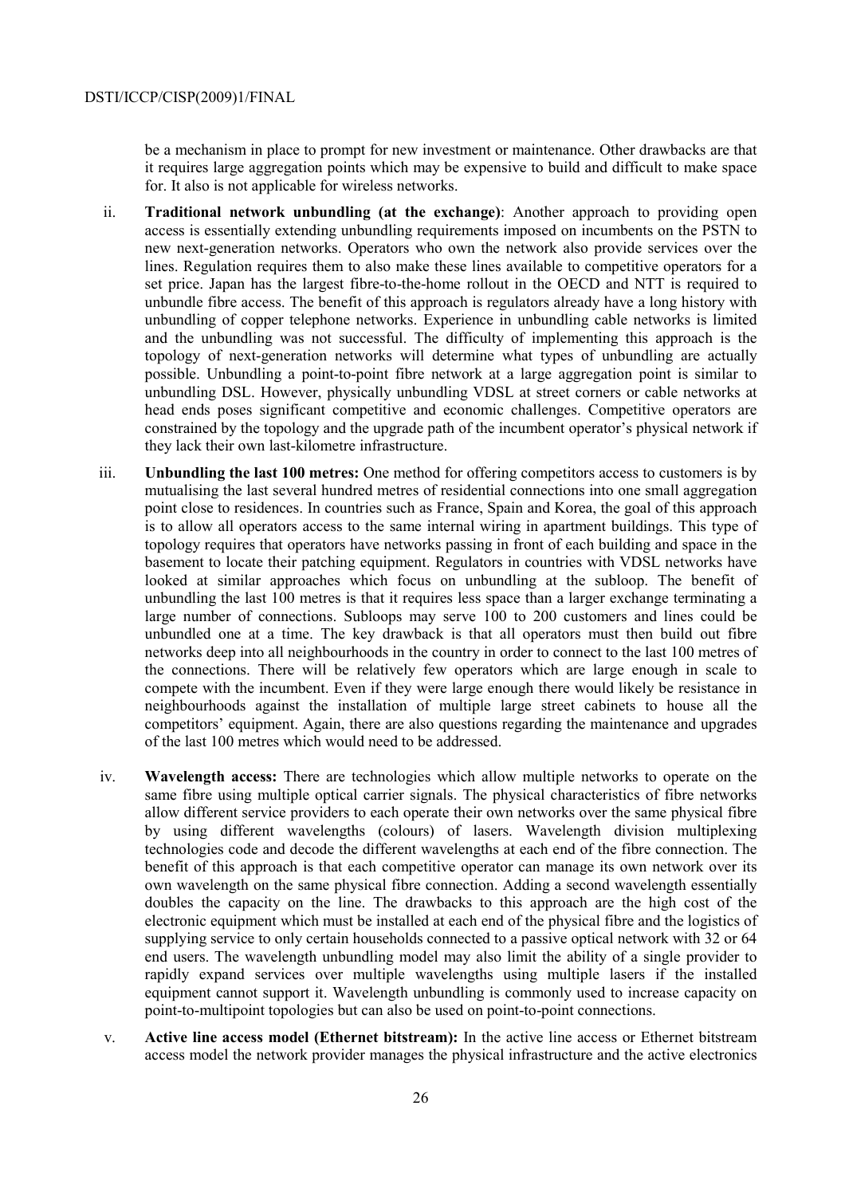be a mechanism in place to prompt for new investment or maintenance. Other drawbacks are that it requires large aggregation points which may be expensive to build and difficult to make space for. It also is not applicable for wireless networks.

ii. **Traditional network unbundling (at the exchange)**: Another approach to providing open access is essentially extending unbundling requirements imposed on incumbents on the PSTN to new next-generation networks. Operators who own the network also provide services over the lines. Regulation requires them to also make these lines available to competitive operators for a set price. Japan has the largest fibre-to-the-home rollout in the OECD and NTT is required to unbundle fibre access. The benefit of this approach is regulators already have a long history with unbundling of copper telephone networks. Experience in unbundling cable networks is limited and the unbundling was not successful. The difficulty of implementing this approach is the topology of next-generation networks will determine what types of unbundling are actually possible. Unbundling a point-to-point fibre network at a large aggregation point is similar to unbundling DSL. However, physically unbundling VDSL at street corners or cable networks at head ends poses significant competitive and economic challenges. Competitive operators are constrained by the topology and the upgrade path of the incumbent operator's physical network if they lack their own last-kilometre infrastructure.

iii. **Unbundling the last 100 metres:** One method for offering competitors access to customers is by mutualising the last several hundred metres of residential connections into one small aggregation point close to residences. In countries such as France, Spain and Korea, the goal of this approach is to allow all operators access to the same internal wiring in apartment buildings. This type of topology requires that operators have networks passing in front of each building and space in the basement to locate their patching equipment. Regulators in countries with VDSL networks have looked at similar approaches which focus on unbundling at the subloop. The benefit of unbundling the last 100 metres is that it requires less space than a larger exchange terminating a large number of connections. Subloops may serve 100 to 200 customers and lines could be unbundled one at a time. The key drawback is that all operators must then build out fibre networks deep into all neighbourhoods in the country in order to connect to the last 100 metres of the connections. There will be relatively few operators which are large enough in scale to compete with the incumbent. Even if they were large enough there would likely be resistance in neighbourhoods against the installation of multiple large street cabinets to house all the competitors' equipment. Again, there are also questions regarding the maintenance and upgrades of the last 100 metres which would need to be addressed.

iv. **Wavelength access:** There are technologies which allow multiple networks to operate on the same fibre using multiple optical carrier signals. The physical characteristics of fibre networks allow different service providers to each operate their own networks over the same physical fibre by using different wavelengths (colours) of lasers. Wavelength division multiplexing technologies code and decode the different wavelengths at each end of the fibre connection. The benefit of this approach is that each competitive operator can manage its own network over its own wavelength on the same physical fibre connection. Adding a second wavelength essentially doubles the capacity on the line. The drawbacks to this approach are the high cost of the electronic equipment which must be installed at each end of the physical fibre and the logistics of supplying service to only certain households connected to a passive optical network with 32 or 64 end users. The wavelength unbundling model may also limit the ability of a single provider to rapidly expand services over multiple wavelengths using multiple lasers if the installed equipment cannot support it. Wavelength unbundling is commonly used to increase capacity on point-to-multipoint topologies but can also be used on point-to-point connections.

v. **Active line access model (Ethernet bitstream):** In the active line access or Ethernet bitstream access model the network provider manages the physical infrastructure and the active electronics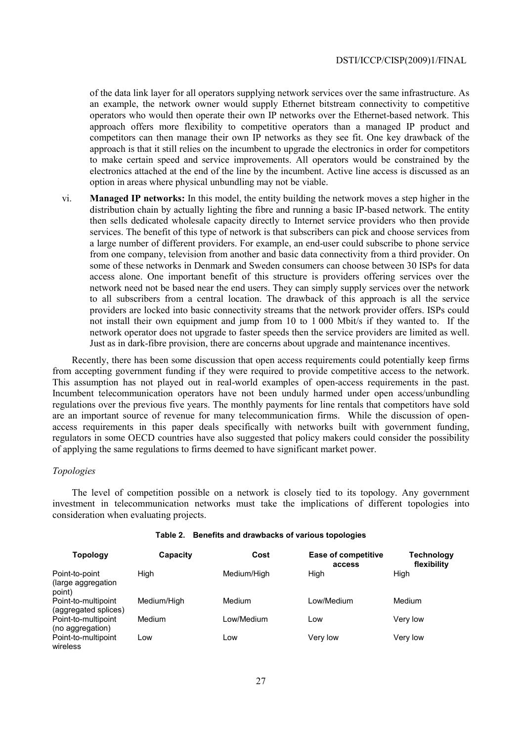of the data link layer for all operators supplying network services over the same infrastructure. As an example, the network owner would supply Ethernet bitstream connectivity to competitive operators who would then operate their own IP networks over the Ethernet-based network. This approach offers more flexibility to competitive operators than a managed IP product and competitors can then manage their own IP networks as they see fit. One key drawback of the approach is that it still relies on the incumbent to upgrade the electronics in order for competitors to make certain speed and service improvements. All operators would be constrained by the electronics attached at the end of the line by the incumbent. Active line access is discussed as an option in areas where physical unbundling may not be viable.

vi. **Managed IP networks:** In this model, the entity building the network moves a step higher in the distribution chain by actually lighting the fibre and running a basic IP-based network. The entity then sells dedicated wholesale capacity directly to Internet service providers who then provide services. The benefit of this type of network is that subscribers can pick and choose services from a large number of different providers. For example, an end-user could subscribe to phone service from one company, television from another and basic data connectivity from a third provider. On some of these networks in Denmark and Sweden consumers can choose between 30 ISPs for data access alone. One important benefit of this structure is providers offering services over the network need not be based near the end users. They can simply supply services over the network to all subscribers from a central location. The drawback of this approach is all the service providers are locked into basic connectivity streams that the network provider offers. ISPs could not install their own equipment and jump from 10 to 1 000 Mbit/s if they wanted to. If the network operator does not upgrade to faster speeds then the service providers are limited as well. Just as in dark-fibre provision, there are concerns about upgrade and maintenance incentives.

Recently, there has been some discussion that open access requirements could potentially keep firms from accepting government funding if they were required to provide competitive access to the network. This assumption has not played out in real-world examples of open-access requirements in the past. Incumbent telecommunication operators have not been unduly harmed under open access/unbundling regulations over the previous five years. The monthly payments for line rentals that competitors have sold are an important source of revenue for many telecommunication firms. While the discussion of open-access requirements in this paper deals specifically with networks built with government funding, regulators in some OECD countries have also suggested that policy makers could consider the possibility of applying the same regulations to firms deemed to have significant market power.

*Topologies*

The level of competition possible on a network is closely tied to its topology. Any government investment in telecommunication networks must take the implications of different topologies into consideration when evaluating projects.

**Table 2. Benefits and drawbacks of various topologies**

| Topology | Capacity | Cost | Ease of competitive access | Technology flexibility |
|---|---|---|---|---|
| Point-to-point (large aggregation point) | High | Medium/High | High | High |
| Point-to-multipoint (aggregated splices) | Medium/High | Medium | Low/Medium | Medium |
| Point-to-multipoint (no aggregation) | Medium | Low/Medium | Low | Very low |
| Point-to-multipoint wireless | Low | Low | Very low | Very low |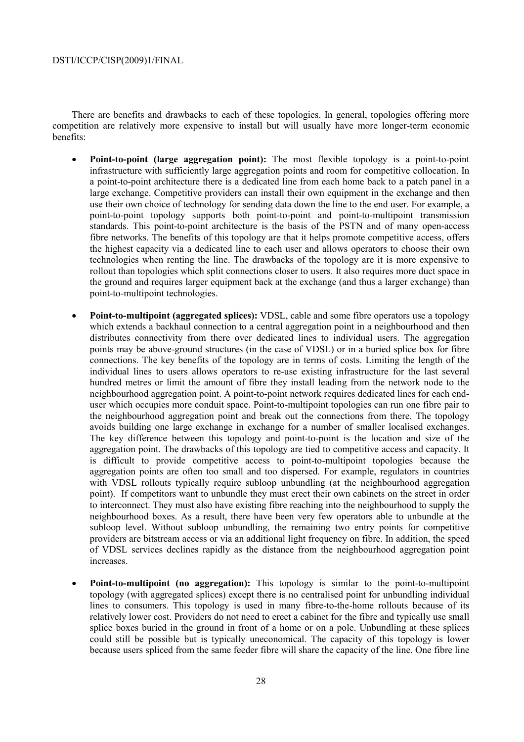There are benefits and drawbacks to each of these topologies. In general, topologies offering more competition are relatively more expensive to install but will usually have more longer-term economic benefits:

- **Point-to-point (large aggregation point):** The most flexible topology is a point-to-point infrastructure with sufficiently large aggregation points and room for competitive collocation. In a point-to-point architecture there is a dedicated line from each home back to a patch panel in a large exchange. Competitive providers can install their own equipment in the exchange and then use their own choice of technology for sending data down the line to the end user. For example, a point-to-point topology supports both point-to-point and point-to-multipoint transmission standards. This point-to-point architecture is the basis of the PSTN and of many open-access fibre networks. The benefits of this topology are that it helps promote competitive access, offers the highest capacity via a dedicated line to each user and allows operators to choose their own technologies when renting the line. The drawbacks of the topology are it is more expensive to rollout than topologies which split connections closer to users. It also requires more duct space in the ground and requires larger equipment back at the exchange (and thus a larger exchange) than point-to-multipoint technologies.

- **Point-to-multipoint (aggregated splices):** VDSL, cable and some fibre operators use a topology which extends a backhaul connection to a central aggregation point in a neighbourhood and then distributes connectivity from there over dedicated lines to individual users. The aggregation points may be above-ground structures (in the case of VDSL) or in a buried splice box for fibre connections. The key benefits of the topology are in terms of costs. Limiting the length of the individual lines to users allows operators to re-use existing infrastructure for the last several hundred metres or limit the amount of fibre they install leading from the network node to the neighbourhood aggregation point. A point-to-point network requires dedicated lines for each end-user which occupies more conduit space. Point-to-multipoint topologies can run one fibre pair to the neighbourhood aggregation point and break out the connections from there. The topology avoids building one large exchange in exchange for a number of smaller localised exchanges. The key difference between this topology and point-to-point is the location and size of the aggregation point. The drawbacks of this topology are tied to competitive access and capacity. It is difficult to provide competitive access to point-to-multipoint topologies because the aggregation points are often too small and too dispersed. For example, regulators in countries with VDSL rollouts typically require subloop unbundling (at the neighbourhood aggregation point). If competitors want to unbundle they must erect their own cabinets on the street in order to interconnect. They must also have existing fibre reaching into the neighbourhood to supply the neighbourhood boxes. As a result, there have been very few operators able to unbundle at the subloop level. Without subloop unbundling, the remaining two entry points for competitive providers are bitstream access or via an additional light frequency on fibre. In addition, the speed of VDSL services declines rapidly as the distance from the neighbourhood aggregation point increases.

- **Point-to-multipoint (no aggregation):** This topology is similar to the point-to-multipoint topology (with aggregated splices) except there is no centralised point for unbundling individual lines to consumers. This topology is used in many fibre-to-the-home rollouts because of its relatively lower cost. Providers do not need to erect a cabinet for the fibre and typically use small splice boxes buried in the ground in front of a home or on a pole. Unbundling at these splices could still be possible but is typically uneconomical. The capacity of this topology is lower because users spliced from the same feeder fibre will share the capacity of the line. One fibre line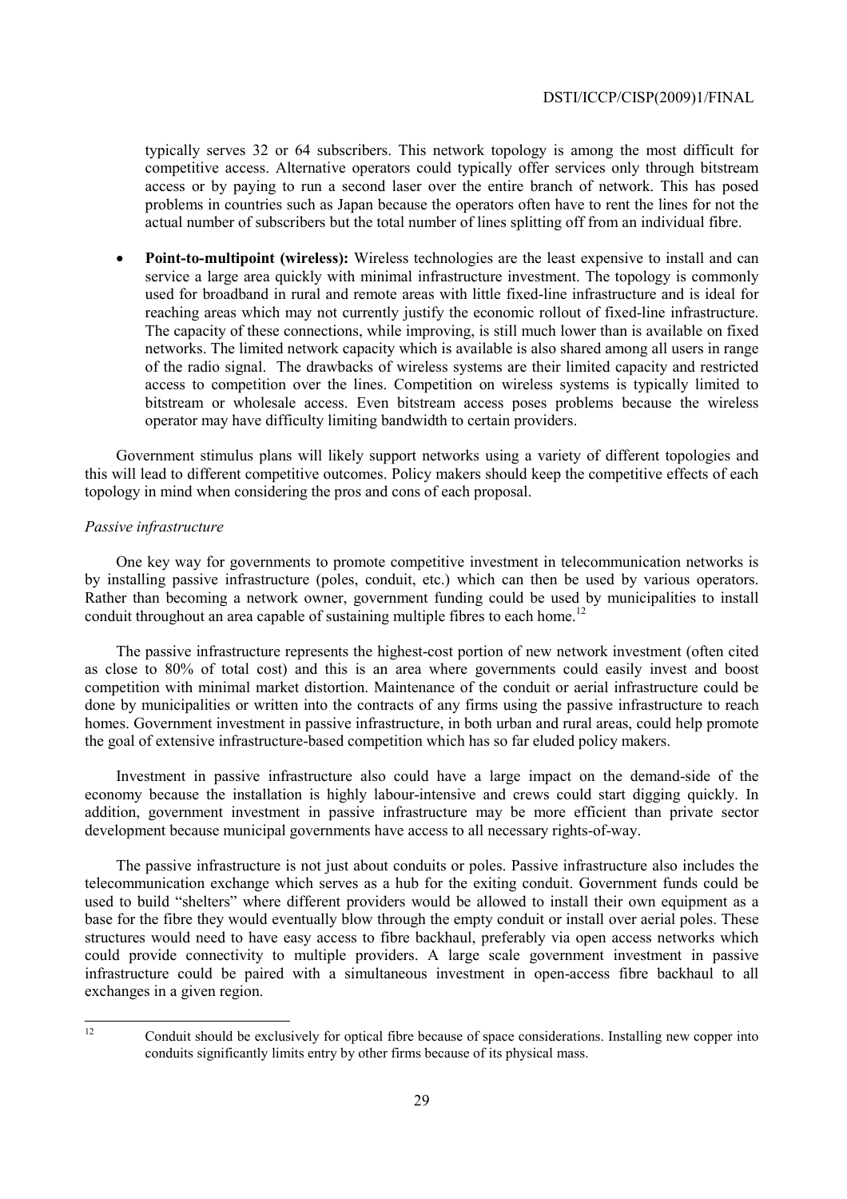typically serves 32 or 64 subscribers. This network topology is among the most difficult for competitive access. Alternative operators could typically offer services only through bitstream access or by paying to run a second laser over the entire branch of network. This has posed problems in countries such as Japan because the operators often have to rent the lines for not the actual number of subscribers but the total number of lines splitting off from an individual fibre.

- **Point-to-multipoint (wireless):** Wireless technologies are the least expensive to install and can service a large area quickly with minimal infrastructure investment. The topology is commonly used for broadband in rural and remote areas with little fixed-line infrastructure and is ideal for reaching areas which may not currently justify the economic rollout of fixed-line infrastructure. The capacity of these connections, while improving, is still much lower than is available on fixed networks. The limited network capacity which is available is also shared among all users in range of the radio signal. The drawbacks of wireless systems are their limited capacity and restricted access to competition over the lines. Competition on wireless systems is typically limited to bitstream or wholesale access. Even bitstream access poses problems because the wireless operator may have difficulty limiting bandwidth to certain providers.

Government stimulus plans will likely support networks using a variety of different topologies and this will lead to different competitive outcomes. Policy makers should keep the competitive effects of each topology in mind when considering the pros and cons of each proposal.

*Passive infrastructure*

One key way for governments to promote competitive investment in telecommunication networks is by installing passive infrastructure (poles, conduit, etc.) which can then be used by various operators. Rather than becoming a network owner, government funding could be used by municipalities to install conduit throughout an area capable of sustaining multiple fibres to each home.[12]

The passive infrastructure represents the highest-cost portion of new network investment (often cited as close to 80% of total cost) and this is an area where governments could easily invest and boost competition with minimal market distortion. Maintenance of the conduit or aerial infrastructure could be done by municipalities or written into the contracts of any firms using the passive infrastructure to reach homes. Government investment in passive infrastructure, in both urban and rural areas, could help promote the goal of extensive infrastructure-based competition which has so far eluded policy makers.

Investment in passive infrastructure also could have a large impact on the demand-side of the economy because the installation is highly labour-intensive and crews could start digging quickly. In addition, government investment in passive infrastructure may be more efficient than private sector development because municipal governments have access to all necessary rights-of-way.

The passive infrastructure is not just about conduits or poles. Passive infrastructure also includes the telecommunication exchange which serves as a hub for the exiting conduit. Government funds could be used to build "shelters" where different providers would be allowed to install their own equipment as a base for the fibre they would eventually blow through the empty conduit or install over aerial poles. These structures would need to have easy access to fibre backhaul, preferably via open access networks which could provide connectivity to multiple providers. A large scale government investment in passive infrastructure could be paired with a simultaneous investment in open-access fibre backhaul to all exchanges in a given region.

[12] Conduit should be exclusively for optical fibre because of space considerations. Installing new copper into conduits significantly limits entry by other firms because of its physical mass.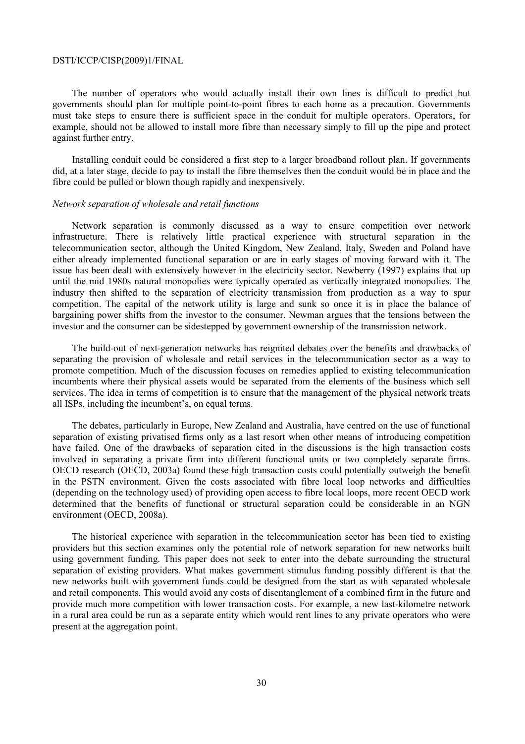The number of operators who would actually install their own lines is difficult to predict but governments should plan for multiple point-to-point fibres to each home as a precaution. Governments must take steps to ensure there is sufficient space in the conduit for multiple operators. Operators, for example, should not be allowed to install more fibre than necessary simply to fill up the pipe and protect against further entry.

Installing conduit could be considered a first step to a larger broadband rollout plan. If governments did, at a later stage, decide to pay to install the fibre themselves then the conduit would be in place and the fibre could be pulled or blown though rapidly and inexpensively.

*Network separation of wholesale and retail functions*

Network separation is commonly discussed as a way to ensure competition over network infrastructure. There is relatively little practical experience with structural separation in the telecommunication sector, although the United Kingdom, New Zealand, Italy, Sweden and Poland have either already implemented functional separation or are in early stages of moving forward with it. The issue has been dealt with extensively however in the electricity sector. Newberry (1997) explains that up until the mid 1980s natural monopolies were typically operated as vertically integrated monopolies. The industry then shifted to the separation of electricity transmission from production as a way to spur competition. The capital of the network utility is large and sunk so once it is in place the balance of bargaining power shifts from the investor to the consumer. Newman argues that the tensions between the investor and the consumer can be sidestepped by government ownership of the transmission network.

The build-out of next-generation networks has reignited debates over the benefits and drawbacks of separating the provision of wholesale and retail services in the telecommunication sector as a way to promote competition. Much of the discussion focuses on remedies applied to existing telecommunication incumbents where their physical assets would be separated from the elements of the business which sell services. The idea in terms of competition is to ensure that the management of the physical network treats all ISPs, including the incumbent's, on equal terms.

The debates, particularly in Europe, New Zealand and Australia, have centred on the use of functional separation of existing privatised firms only as a last resort when other means of introducing competition have failed. One of the drawbacks of separation cited in the discussions is the high transaction costs involved in separating a private firm into different functional units or two completely separate firms. OECD research (OECD, 2003a) found these high transaction costs could potentially outweigh the benefit in the PSTN environment. Given the costs associated with fibre local loop networks and difficulties (depending on the technology used) of providing open access to fibre local loops, more recent OECD work determined that the benefits of functional or structural separation could be considerable in an NGN environment (OECD, 2008a).

The historical experience with separation in the telecommunication sector has been tied to existing providers but this section examines only the potential role of network separation for new networks built using government funding. This paper does not seek to enter into the debate surrounding the structural separation of existing providers. What makes government stimulus funding possibly different is that the new networks built with government funds could be designed from the start as with separated wholesale and retail components. This would avoid any costs of disentanglement of a combined firm in the future and provide much more competition with lower transaction costs. For example, a new last-kilometre network in a rural area could be run as a separate entity which would rent lines to any private operators who were present at the aggregation point.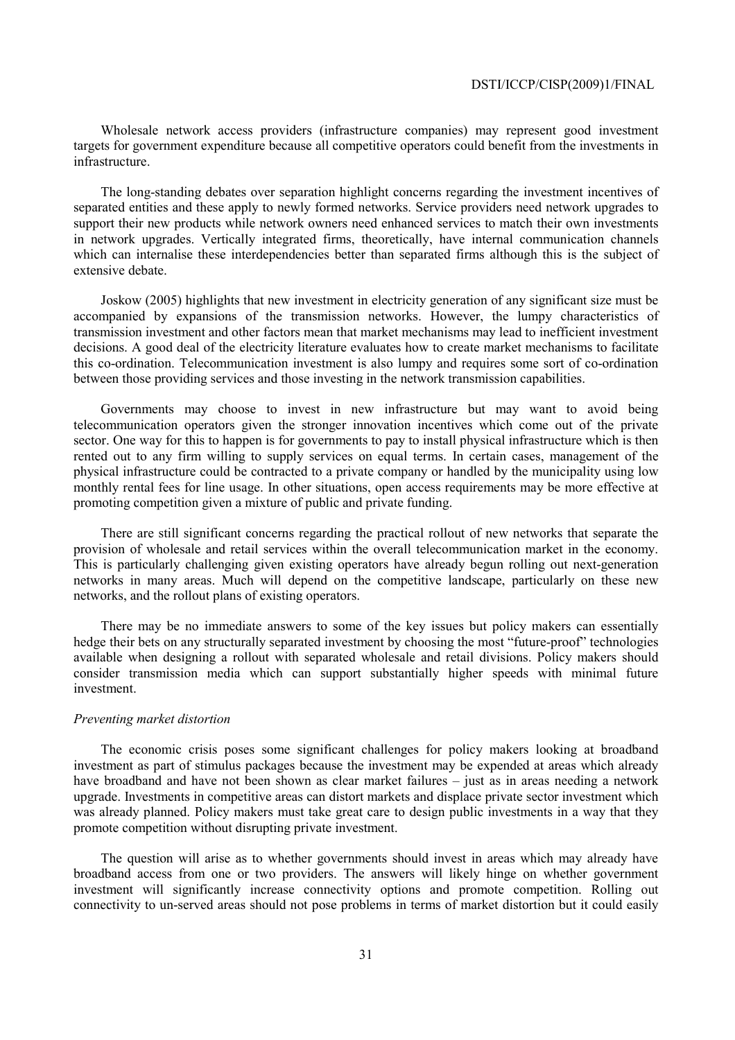Wholesale network access providers (infrastructure companies) may represent good investment targets for government expenditure because all competitive operators could benefit from the investments in infrastructure.

The long-standing debates over separation highlight concerns regarding the investment incentives of separated entities and these apply to newly formed networks. Service providers need network upgrades to support their new products while network owners need enhanced services to match their own investments in network upgrades. Vertically integrated firms, theoretically, have internal communication channels which can internalise these interdependencies better than separated firms although this is the subject of extensive debate.

Joskow (2005) highlights that new investment in electricity generation of any significant size must be accompanied by expansions of the transmission networks. However, the lumpy characteristics of transmission investment and other factors mean that market mechanisms may lead to inefficient investment decisions. A good deal of the electricity literature evaluates how to create market mechanisms to facilitate this co-ordination. Telecommunication investment is also lumpy and requires some sort of co-ordination between those providing services and those investing in the network transmission capabilities.

Governments may choose to invest in new infrastructure but may want to avoid being telecommunication operators given the stronger innovation incentives which come out of the private sector. One way for this to happen is for governments to pay to install physical infrastructure which is then rented out to any firm willing to supply services on equal terms. In certain cases, management of the physical infrastructure could be contracted to a private company or handled by the municipality using low monthly rental fees for line usage. In other situations, open access requirements may be more effective at promoting competition given a mixture of public and private funding.

There are still significant concerns regarding the practical rollout of new networks that separate the provision of wholesale and retail services within the overall telecommunication market in the economy. This is particularly challenging given existing operators have already begun rolling out next-generation networks in many areas. Much will depend on the competitive landscape, particularly on these new networks, and the rollout plans of existing operators.

There may be no immediate answers to some of the key issues but policy makers can essentially hedge their bets on any structurally separated investment by choosing the most "future-proof" technologies available when designing a rollout with separated wholesale and retail divisions. Policy makers should consider transmission media which can support substantially higher speeds with minimal future investment.

*Preventing market distortion*

The economic crisis poses some significant challenges for policy makers looking at broadband investment as part of stimulus packages because the investment may be expended at areas which already have broadband and have not been shown as clear market failures – just as in areas needing a network upgrade. Investments in competitive areas can distort markets and displace private sector investment which was already planned. Policy makers must take great care to design public investments in a way that they promote competition without disrupting private investment.

The question will arise as to whether governments should invest in areas which may already have broadband access from one or two providers. The answers will likely hinge on whether government investment will significantly increase connectivity options and promote competition. Rolling out connectivity to un-served areas should not pose problems in terms of market distortion but it could easily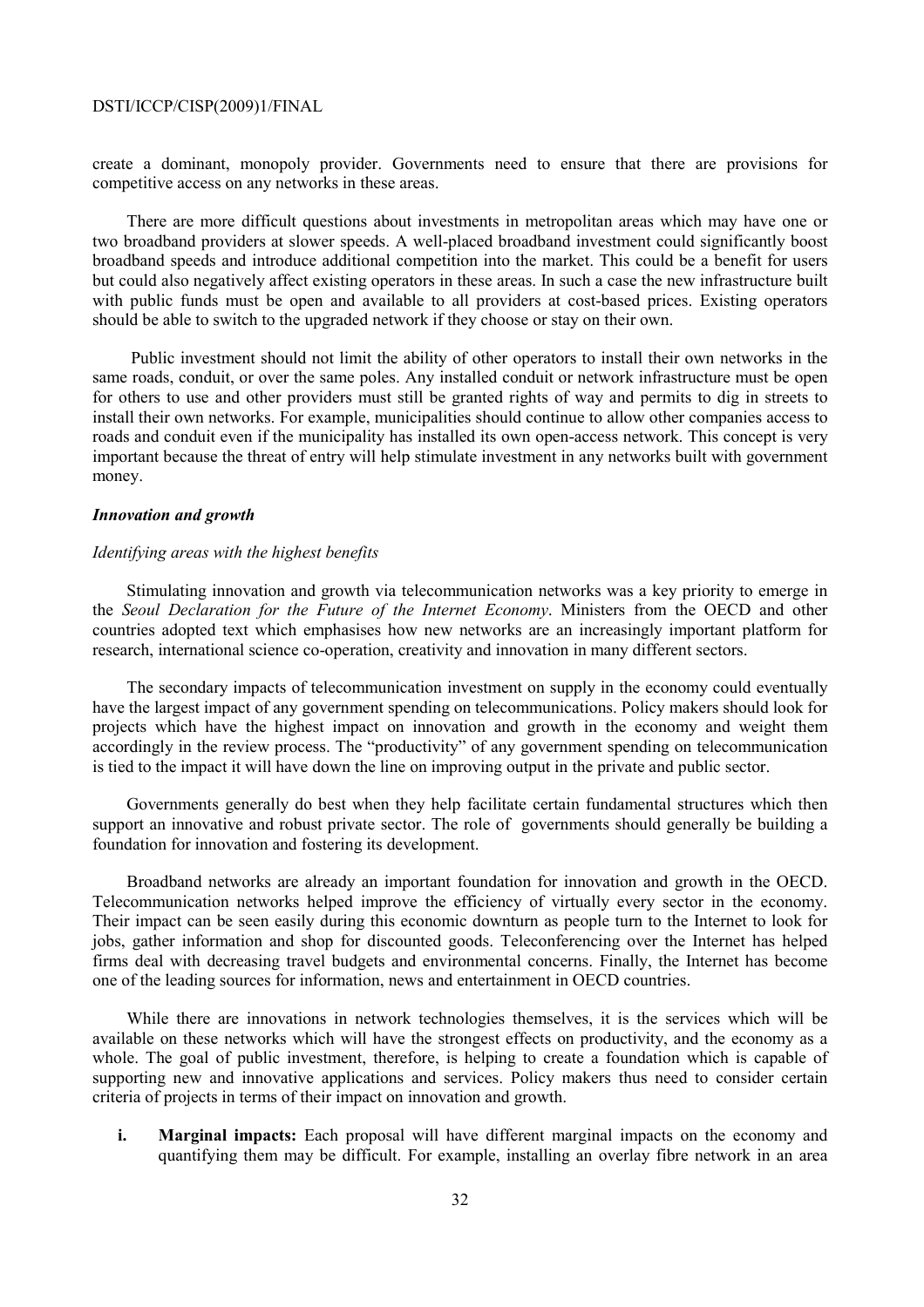create a dominant, monopoly provider. Governments need to ensure that there are provisions for competitive access on any networks in these areas.

There are more difficult questions about investments in metropolitan areas which may have one or two broadband providers at slower speeds. A well-placed broadband investment could significantly boost broadband speeds and introduce additional competition into the market. This could be a benefit for users but could also negatively affect existing operators in these areas. In such a case the new infrastructure built with public funds must be open and available to all providers at cost-based prices. Existing operators should be able to switch to the upgraded network if they choose or stay on their own.

Public investment should not limit the ability of other operators to install their own networks in the same roads, conduit, or over the same poles. Any installed conduit or network infrastructure must be open for others to use and other providers must still be granted rights of way and permits to dig in streets to install their own networks. For example, municipalities should continue to allow other companies access to roads and conduit even if the municipality has installed its own open-access network. This concept is very important because the threat of entry will help stimulate investment in any networks built with government money.

***Innovation and growth***

*Identifying areas with the highest benefits*

Stimulating innovation and growth via telecommunication networks was a key priority to emerge in the *Seoul Declaration for the Future of the Internet Economy*. Ministers from the OECD and other countries adopted text which emphasises how new networks are an increasingly important platform for research, international science co-operation, creativity and innovation in many different sectors.

The secondary impacts of telecommunication investment on supply in the economy could eventually have the largest impact of any government spending on telecommunications. Policy makers should look for projects which have the highest impact on innovation and growth in the economy and weight them accordingly in the review process. The "productivity" of any government spending on telecommunication is tied to the impact it will have down the line on improving output in the private and public sector.

Governments generally do best when they help facilitate certain fundamental structures which then support an innovative and robust private sector. The role of governments should generally be building a foundation for innovation and fostering its development.

Broadband networks are already an important foundation for innovation and growth in the OECD. Telecommunication networks helped improve the efficiency of virtually every sector in the economy. Their impact can be seen easily during this economic downturn as people turn to the Internet to look for jobs, gather information and shop for discounted goods. Teleconferencing over the Internet has helped firms deal with decreasing travel budgets and environmental concerns. Finally, the Internet has become one of the leading sources for information, news and entertainment in OECD countries.

While there are innovations in network technologies themselves, it is the services which will be available on these networks which will have the strongest effects on productivity, and the economy as a whole. The goal of public investment, therefore, is helping to create a foundation which is capable of supporting new and innovative applications and services. Policy makers thus need to consider certain criteria of projects in terms of their impact on innovation and growth.

i. **Marginal impacts:** Each proposal will have different marginal impacts on the economy and quantifying them may be difficult. For example, installing an overlay fibre network in an area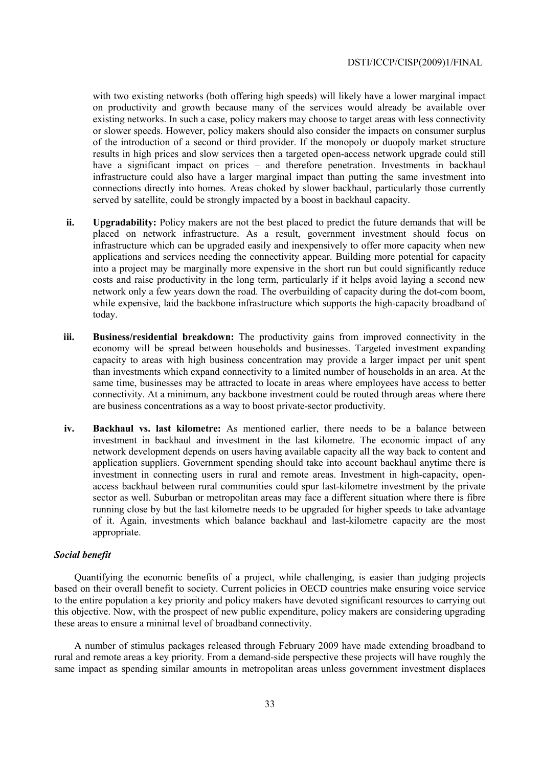with two existing networks (both offering high speeds) will likely have a lower marginal impact on productivity and growth because many of the services would already be available over existing networks. In such a case, policy makers may choose to target areas with less connectivity or slower speeds. However, policy makers should also consider the impacts on consumer surplus of the introduction of a second or third provider. If the monopoly or duopoly market structure results in high prices and slow services then a targeted open-access network upgrade could still have a significant impact on prices – and therefore penetration. Investments in backhaul infrastructure could also have a larger marginal impact than putting the same investment into connections directly into homes. Areas choked by slower backhaul, particularly those currently served by satellite, could be strongly impacted by a boost in backhaul capacity.

ii. **Upgradability:** Policy makers are not the best placed to predict the future demands that will be placed on network infrastructure. As a result, government investment should focus on infrastructure which can be upgraded easily and inexpensively to offer more capacity when new applications and services needing the connectivity appear. Building more potential for capacity into a project may be marginally more expensive in the short run but could significantly reduce costs and raise productivity in the long term, particularly if it helps avoid laying a second new network only a few years down the road. The overbuilding of capacity during the dot-com boom, while expensive, laid the backbone infrastructure which supports the high-capacity broadband of today.

iii. **Business/residential breakdown:** The productivity gains from improved connectivity in the economy will be spread between households and businesses. Targeted investment expanding capacity to areas with high business concentration may provide a larger impact per unit spent than investments which expand connectivity to a limited number of households in an area. At the same time, businesses may be attracted to locate in areas where employees have access to better connectivity. At a minimum, any backbone investment could be routed through areas where there are business concentrations as a way to boost private-sector productivity.

iv. **Backhaul vs. last kilometre:** As mentioned earlier, there needs to be a balance between investment in backhaul and investment in the last kilometre. The economic impact of any network development depends on users having available capacity all the way back to content and application suppliers. Government spending should take into account backhaul anytime there is investment in connecting users in rural and remote areas. Investment in high-capacity, open-access backhaul between rural communities could spur last-kilometre investment by the private sector as well. Suburban or metropolitan areas may face a different situation where there is fibre running close by but the last kilometre needs to be upgraded for higher speeds to take advantage of it. Again, investments which balance backhaul and last-kilometre capacity are the most appropriate.

### *Social benefit*

Quantifying the economic benefits of a project, while challenging, is easier than judging projects based on their overall benefit to society. Current policies in OECD countries make ensuring voice service to the entire population a key priority and policy makers have devoted significant resources to carrying out this objective. Now, with the prospect of new public expenditure, policy makers are considering upgrading these areas to ensure a minimal level of broadband connectivity.

A number of stimulus packages released through February 2009 have made extending broadband to rural and remote areas a key priority. From a demand-side perspective these projects will have roughly the same impact as spending similar amounts in metropolitan areas unless government investment displaces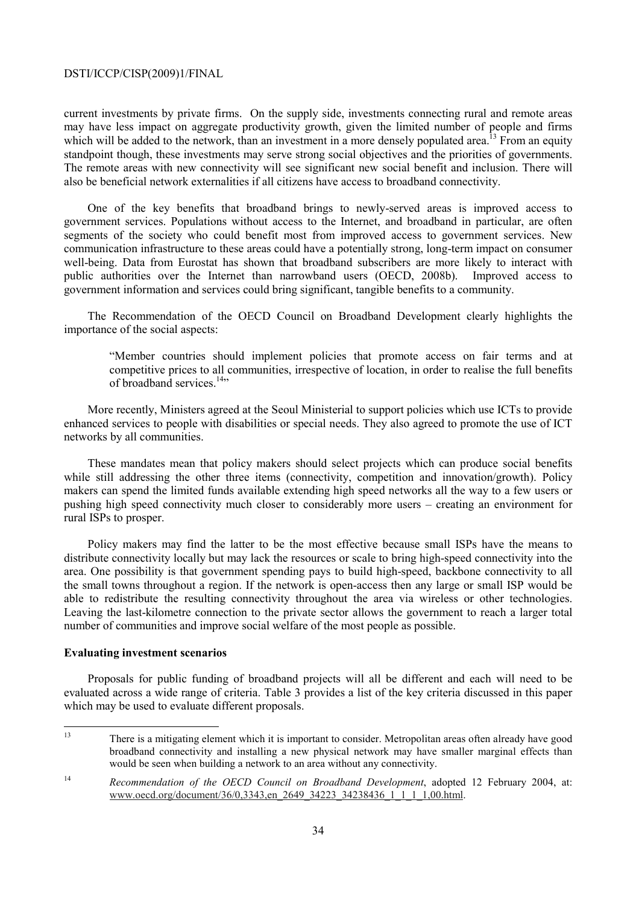current investments by private firms. On the supply side, investments connecting rural and remote areas may have less impact on aggregate productivity growth, given the limited number of people and firms which will be added to the network, than an investment in a more densely populated area.[13] From an equity standpoint though, these investments may serve strong social objectives and the priorities of governments. The remote areas with new connectivity will see significant new social benefit and inclusion. There will also be beneficial network externalities if all citizens have access to broadband connectivity.

One of the key benefits that broadband brings to newly-served areas is improved access to government services. Populations without access to the Internet, and broadband in particular, are often segments of the society who could benefit most from improved access to government services. New communication infrastructure to these areas could have a potentially strong, long-term impact on consumer well-being. Data from Eurostat has shown that broadband subscribers are more likely to interact with public authorities over the Internet than narrowband users (OECD, 2008b). Improved access to government information and services could bring significant, tangible benefits to a community.

The Recommendation of the OECD Council on Broadband Development clearly highlights the importance of the social aspects:

> "Member countries should implement policies that promote access on fair terms and at competitive prices to all communities, irrespective of location, in order to realise the full benefits of broadband services.[14]"

More recently, Ministers agreed at the Seoul Ministerial to support policies which use ICTs to provide enhanced services to people with disabilities or special needs. They also agreed to promote the use of ICT networks by all communities.

These mandates mean that policy makers should select projects which can produce social benefits while still addressing the other three items (connectivity, competition and innovation/growth). Policy makers can spend the limited funds available extending high speed networks all the way to a few users or pushing high speed connectivity much closer to considerably more users – creating an environment for rural ISPs to prosper.

Policy makers may find the latter to be the most effective because small ISPs have the means to distribute connectivity locally but may lack the resources or scale to bring high-speed connectivity into the area. One possibility is that government spending pays to build high-speed, backbone connectivity to all the small towns throughout a region. If the network is open-access then any large or small ISP would be able to redistribute the resulting connectivity throughout the area via wireless or other technologies. Leaving the last-kilometre connection to the private sector allows the government to reach a larger total number of communities and improve social welfare of the most people as possible.

**Evaluating investment scenarios**

Proposals for public funding of broadband projects will all be different and each will need to be evaluated across a wide range of criteria. Table 3 provides a list of the key criteria discussed in this paper which may be used to evaluate different proposals.

---

[13] There is a mitigating element which it is important to consider. Metropolitan areas often already have good broadband connectivity and installing a new physical network may have smaller marginal effects than would be seen when building a network to an area without any connectivity.

[14] *Recommendation of the OECD Council on Broadband Development*, adopted 12 February 2004, at: www.oecd.org/document/36/0,3343,en_2649_34223_34238436_1_1_1_1,00.html.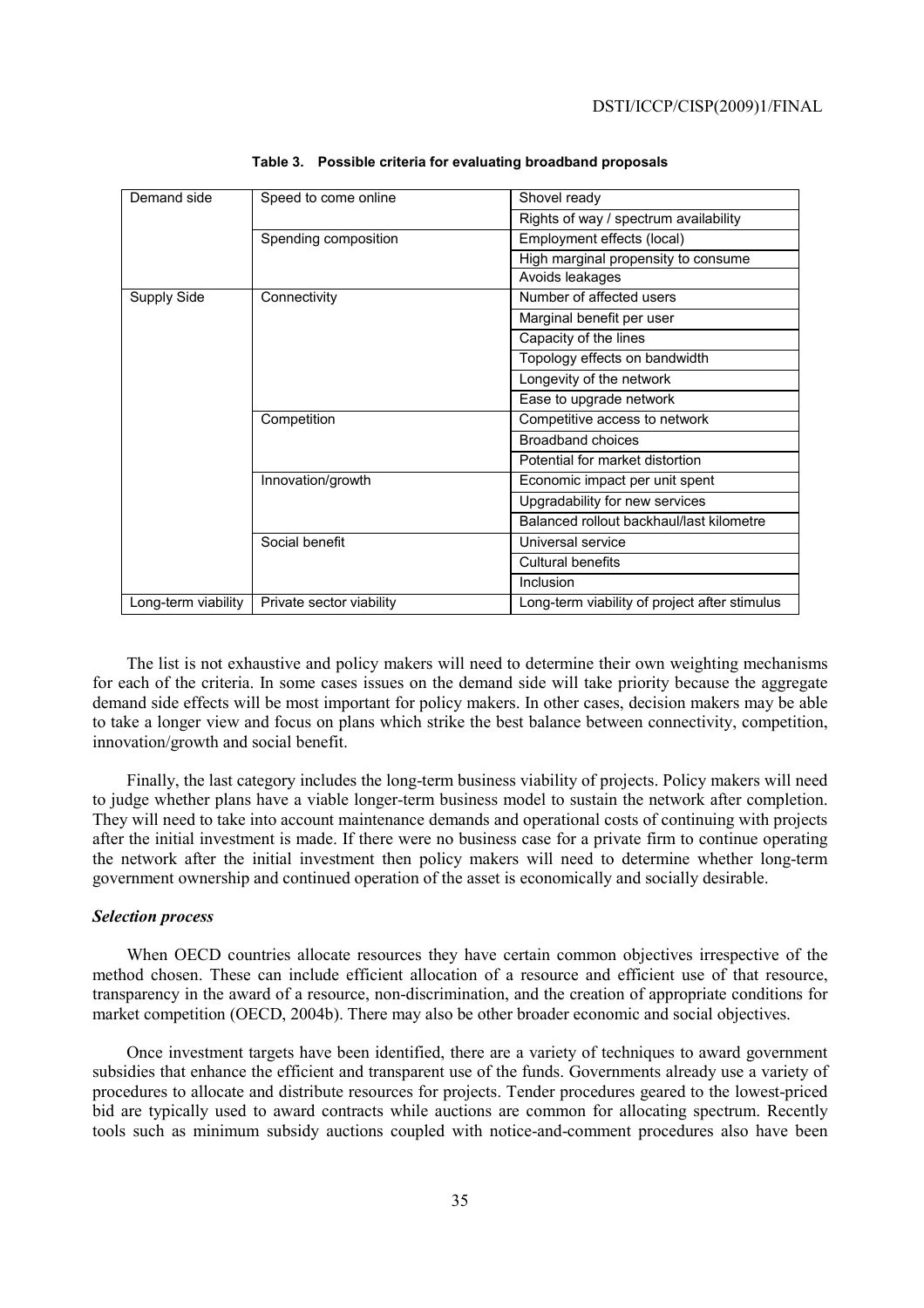**Table 3. Possible criteria for evaluating broadband proposals**

| | | |
|---|---|---|
| Demand side | Speed to come online | Shovel ready |
| | | Rights of way / spectrum availability |
| | Spending composition | Employment effects (local) |
| | | High marginal propensity to consume |
| | | Avoids leakages |
| Supply Side | Connectivity | Number of affected users |
| | | Marginal benefit per user |
| | | Capacity of the lines |
| | | Topology effects on bandwidth |
| | | Longevity of the network |
| | | Ease to upgrade network |
| | Competition | Competitive access to network |
| | | Broadband choices |
| | | Potential for market distortion |
| | Innovation/growth | Economic impact per unit spent |
| | | Upgradability for new services |
| | | Balanced rollout backhaul/last kilometre |
| | Social benefit | Universal service |
| | | Cultural benefits |
| | | Inclusion |
| Long-term viability | Private sector viability | Long-term viability of project after stimulus |

The list is not exhaustive and policy makers will need to determine their own weighting mechanisms for each of the criteria. In some cases issues on the demand side will take priority because the aggregate demand side effects will be most important for policy makers. In other cases, decision makers may be able to take a longer view and focus on plans which strike the best balance between connectivity, competition, innovation/growth and social benefit.

Finally, the last category includes the long-term business viability of projects. Policy makers will need to judge whether plans have a viable longer-term business model to sustain the network after completion. They will need to take into account maintenance demands and operational costs of continuing with projects after the initial investment is made. If there were no business case for a private firm to continue operating the network after the initial investment then policy makers will need to determine whether long-term government ownership and continued operation of the asset is economically and socially desirable.

### *Selection process*

When OECD countries allocate resources they have certain common objectives irrespective of the method chosen. These can include efficient allocation of a resource and efficient use of that resource, transparency in the award of a resource, non-discrimination, and the creation of appropriate conditions for market competition (OECD, 2004b). There may also be other broader economic and social objectives.

Once investment targets have been identified, there are a variety of techniques to award government subsidies that enhance the efficient and transparent use of the funds. Governments already use a variety of procedures to allocate and distribute resources for projects. Tender procedures geared to the lowest-priced bid are typically used to award contracts while auctions are common for allocating spectrum. Recently tools such as minimum subsidy auctions coupled with notice-and-comment procedures also have been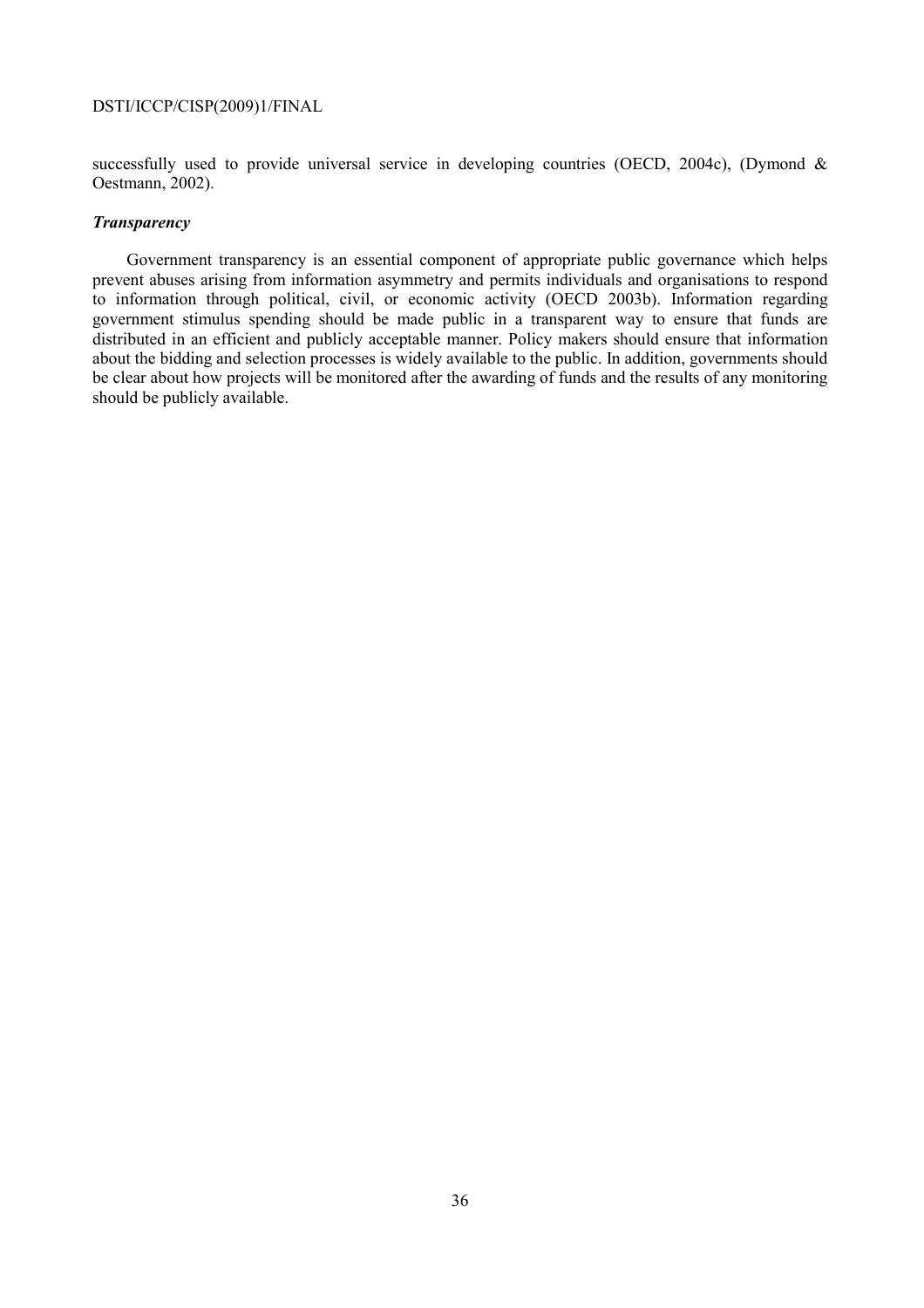successfully used to provide universal service in developing countries (OECD, 2004c), (Dymond & Oestmann, 2002).

***Transparency***

Government transparency is an essential component of appropriate public governance which helps prevent abuses arising from information asymmetry and permits individuals and organisations to respond to information through political, civil, or economic activity (OECD 2003b). Information regarding government stimulus spending should be made public in a transparent way to ensure that funds are distributed in an efficient and publicly acceptable manner. Policy makers should ensure that information about the bidding and selection processes is widely available to the public. In addition, governments should be clear about how projects will be monitored after the awarding of funds and the results of any monitoring should be publicly available.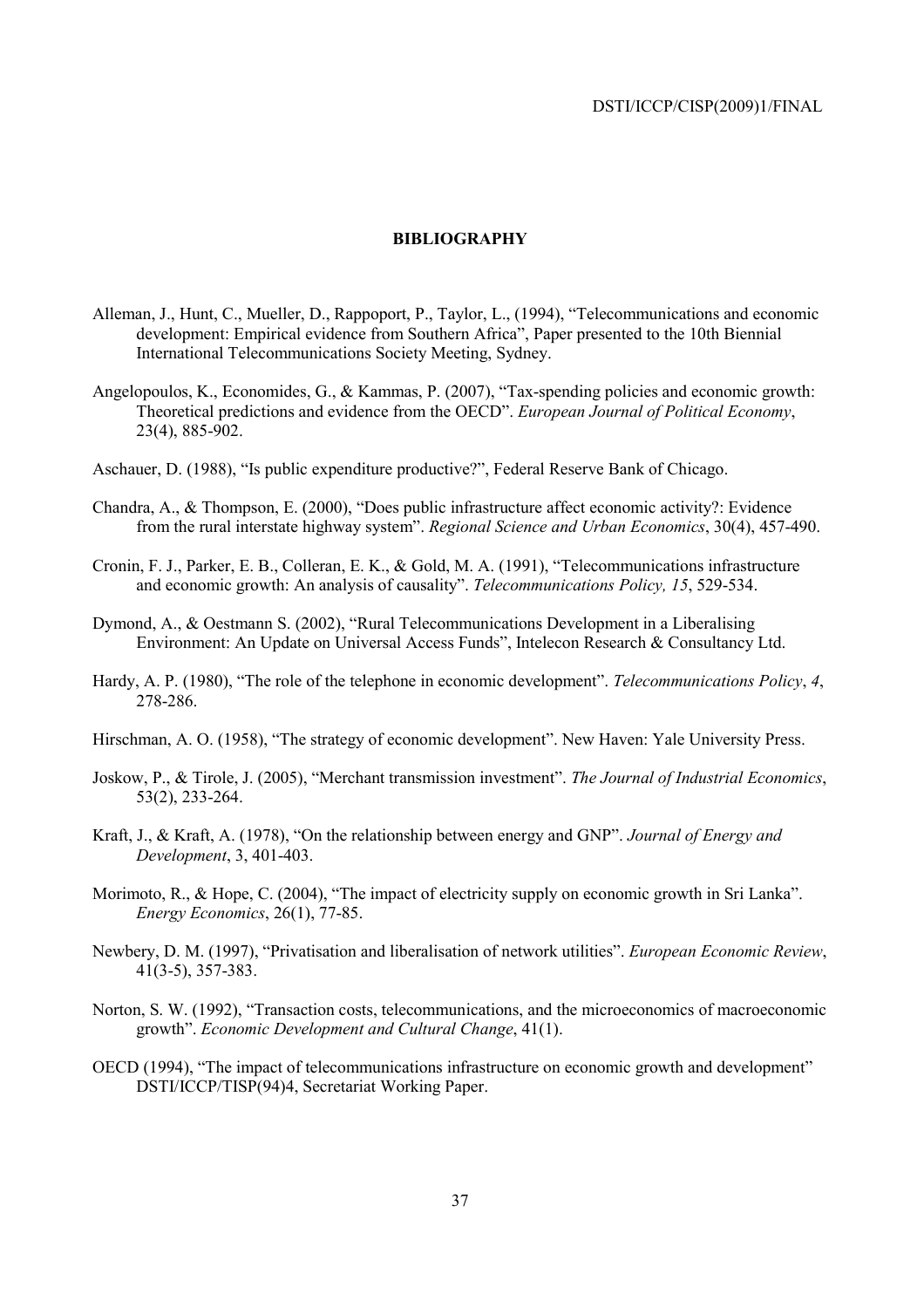## BIBLIOGRAPHY

Alleman, J., Hunt, C., Mueller, D., Rappoport, P., Taylor, L., (1994), "Telecommunications and economic development: Empirical evidence from Southern Africa", Paper presented to the 10th Biennial International Telecommunications Society Meeting, Sydney.

Angelopoulos, K., Economides, G., & Kammas, P. (2007), "Tax-spending policies and economic growth: Theoretical predictions and evidence from the OECD". *European Journal of Political Economy*, 23(4), 885-902.

Aschauer, D. (1988), "Is public expenditure productive?", Federal Reserve Bank of Chicago.

Chandra, A., & Thompson, E. (2000), "Does public infrastructure affect economic activity?: Evidence from the rural interstate highway system". *Regional Science and Urban Economics*, 30(4), 457-490.

Cronin, F. J., Parker, E. B., Colleran, E. K., & Gold, M. A. (1991), "Telecommunications infrastructure and economic growth: An analysis of causality". *Telecommunications Policy, 15*, 529-534.

Dymond, A., & Oestmann S. (2002), "Rural Telecommunications Development in a Liberalising Environment: An Update on Universal Access Funds", Intelecon Research & Consultancy Ltd.

Hardy, A. P. (1980), "The role of the telephone in economic development". *Telecommunications Policy*, *4*, 278-286.

Hirschman, A. O. (1958), "The strategy of economic development". New Haven: Yale University Press.

Joskow, P., & Tirole, J. (2005), "Merchant transmission investment". *The Journal of Industrial Economics*, 53(2), 233-264.

Kraft, J., & Kraft, A. (1978), "On the relationship between energy and GNP". *Journal of Energy and Development*, 3, 401-403.

Morimoto, R., & Hope, C. (2004), "The impact of electricity supply on economic growth in Sri Lanka". *Energy Economics*, 26(1), 77-85.

Newbery, D. M. (1997), "Privatisation and liberalisation of network utilities". *European Economic Review*, 41(3-5), 357-383.

Norton, S. W. (1992), "Transaction costs, telecommunications, and the microeconomics of macroeconomic growth". *Economic Development and Cultural Change*, 41(1).

OECD (1994), "The impact of telecommunications infrastructure on economic growth and development" DSTI/ICCP/TISP(94)4, Secretariat Working Paper.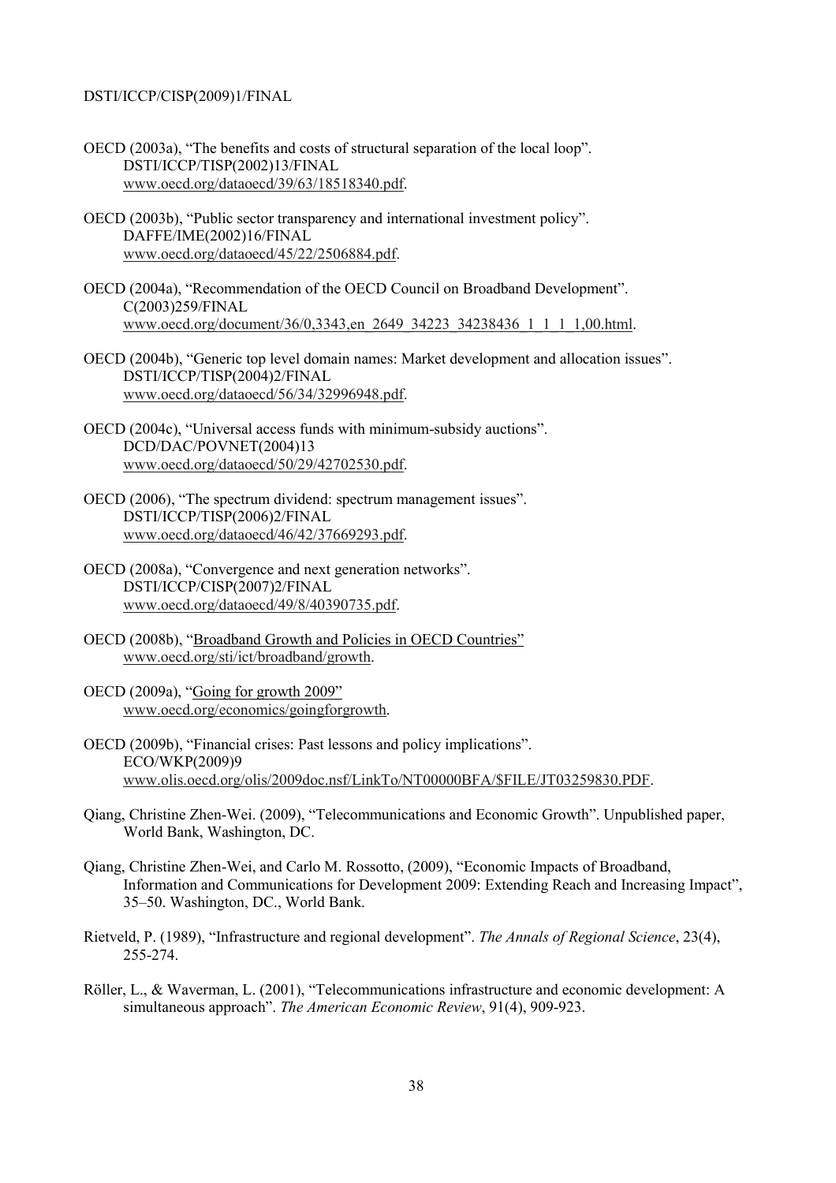OECD (2003a), "The benefits and costs of structural separation of the local loop". DSTI/ICCP/TISP(2002)13/FINAL www.oecd.org/dataoecd/39/63/18518340.pdf.

OECD (2003b), "Public sector transparency and international investment policy". DAFFE/IME(2002)16/FINAL www.oecd.org/dataoecd/45/22/2506884.pdf.

OECD (2004a), "Recommendation of the OECD Council on Broadband Development". C(2003)259/FINAL www.oecd.org/document/36/0,3343,en_2649_34223_34238436_1_1_1_1,00.html.

OECD (2004b), "Generic top level domain names: Market development and allocation issues". DSTI/ICCP/TISP(2004)2/FINAL www.oecd.org/dataoecd/56/34/32996948.pdf.

OECD (2004c), "Universal access funds with minimum-subsidy auctions". DCD/DAC/POVNET(2004)13 www.oecd.org/dataoecd/50/29/42702530.pdf.

OECD (2006), "The spectrum dividend: spectrum management issues". DSTI/ICCP/TISP(2006)2/FINAL www.oecd.org/dataoecd/46/42/37669293.pdf.

OECD (2008a), "Convergence and next generation networks". DSTI/ICCP/CISP(2007)2/FINAL www.oecd.org/dataoecd/49/8/40390735.pdf.

OECD (2008b), "Broadband Growth and Policies in OECD Countries" www.oecd.org/sti/ict/broadband/growth.

OECD (2009a), "Going for growth 2009" www.oecd.org/economics/goingforgrowth.

OECD (2009b), "Financial crises: Past lessons and policy implications". ECO/WKP(2009)9 www.olis.oecd.org/olis/2009doc.nsf/LinkTo/NT00000BFA/$FILE/JT03259830.PDF.

Qiang, Christine Zhen-Wei. (2009), "Telecommunications and Economic Growth". Unpublished paper, World Bank, Washington, DC.

Qiang, Christine Zhen-Wei, and Carlo M. Rossotto, (2009), "Economic Impacts of Broadband, Information and Communications for Development 2009: Extending Reach and Increasing Impact", 35–50. Washington, DC., World Bank.

Rietveld, P. (1989), "Infrastructure and regional development". *The Annals of Regional Science*, 23(4), 255-274.

Röller, L., & Waverman, L. (2001), "Telecommunications infrastructure and economic development: A simultaneous approach". *The American Economic Review*, 91(4), 909-923.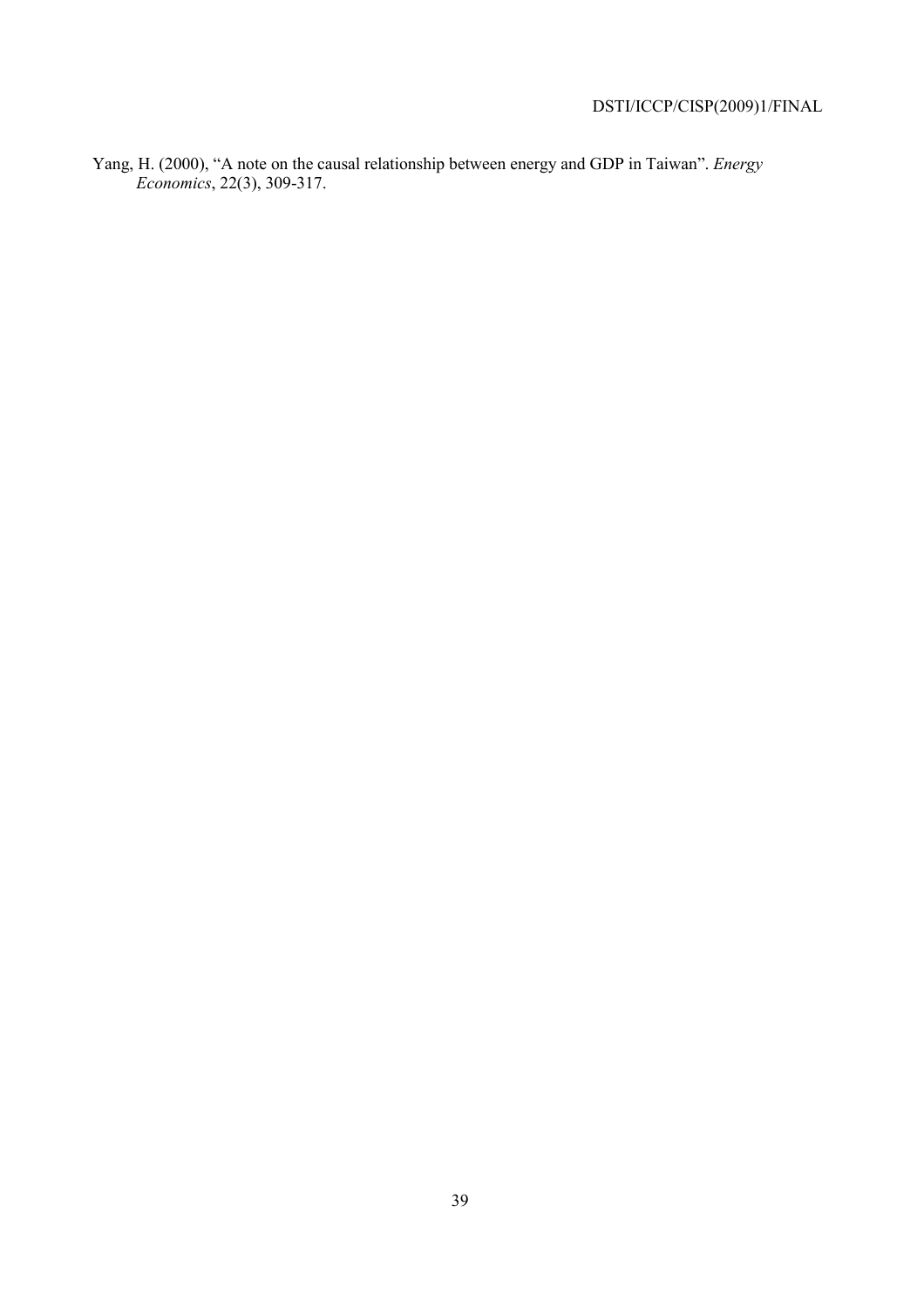Yang, H. (2000), "A note on the causal relationship between energy and GDP in Taiwan". *Energy Economics*, 22(3), 309-317.